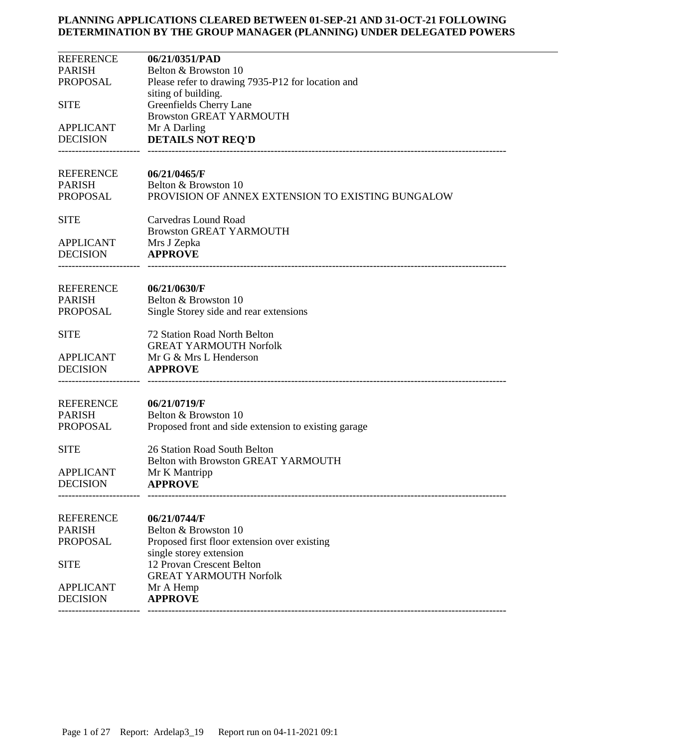**PLANNING APPLICATIONS CLEARED BETWEEN 01-SEP-21 AND 31-OCT-21 FOLLOWING DETERMINATION BY THE GROUP MANAGER (PLANNING) UNDER DELEGATED POWERS**

---

| | |
|---|---|
| REFERENCE | **06/21/0351/PAD** |
| PARISH | Belton & Browston 10 |
| PROPOSAL | Please refer to drawing 7935-P12 for location and siting of building. |
| SITE | Greenfields Cherry Lane Browston GREAT YARMOUTH |
| APPLICANT | Mr A Darling |
| DECISION | **DETAILS NOT REQ'D** |

---

| | |
|---|---|
| REFERENCE | **06/21/0465/F** |
| PARISH | Belton & Browston 10 |
| PROPOSAL | PROVISION OF ANNEX EXTENSION TO EXISTING BUNGALOW |
| SITE | Carvedras Lound Road Browston GREAT YARMOUTH |
| APPLICANT | Mrs J Zepka |
| DECISION | **APPROVE** |

---

| | |
|---|---|
| REFERENCE | **06/21/0630/F** |
| PARISH | Belton & Browston 10 |
| PROPOSAL | Single Storey side and rear extensions |
| SITE | 72 Station Road North Belton GREAT YARMOUTH Norfolk |
| APPLICANT | Mr G & Mrs L Henderson |
| DECISION | **APPROVE** |

---

| | |
|---|---|
| REFERENCE | **06/21/0719/F** |
| PARISH | Belton & Browston 10 |
| PROPOSAL | Proposed front and side extension to existing garage |
| SITE | 26 Station Road South Belton Belton with Browston GREAT YARMOUTH |
| APPLICANT | Mr K Mantripp |
| DECISION | **APPROVE** |

---

| | |
|---|---|
| REFERENCE | **06/21/0744/F** |
| PARISH | Belton & Browston 10 |
| PROPOSAL | Proposed first floor extension over existing single storey extension |
| SITE | 12 Provan Crescent Belton GREAT YARMOUTH Norfolk |
| APPLICANT | Mr A Hemp |
| DECISION | **APPROVE** |

---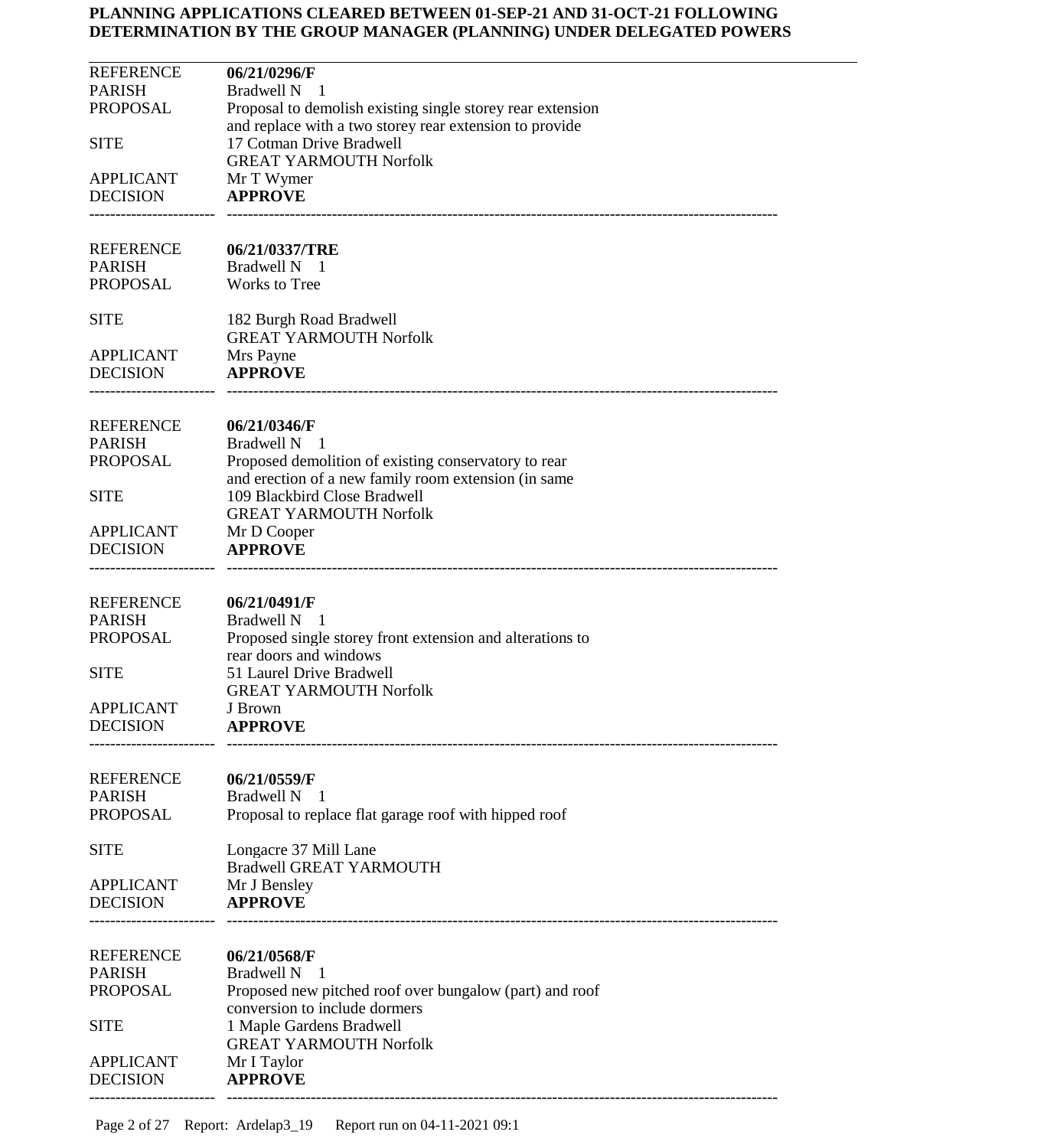**PLANNING APPLICATIONS CLEARED BETWEEN 01-SEP-21 AND 31-OCT-21 FOLLOWING DETERMINATION BY THE GROUP MANAGER (PLANNING) UNDER DELEGATED POWERS**

---

REFERENCE **06/21/0296/F**
PARISH Bradwell N 1
PROPOSAL Proposal to demolish existing single storey rear extension and replace with a two storey rear extension to provide
SITE 17 Cotman Drive Bradwell GREAT YARMOUTH Norfolk
APPLICANT Mr T Wymer
DECISION **APPROVE**

---

REFERENCE **06/21/0337/TRE**
PARISH Bradwell N 1
PROPOSAL Works to Tree
SITE 182 Burgh Road Bradwell GREAT YARMOUTH Norfolk
APPLICANT Mrs Payne
DECISION **APPROVE**

---

REFERENCE **06/21/0346/F**
PARISH Bradwell N 1
PROPOSAL Proposed demolition of existing conservatory to rear and erection of a new family room extension (in same
SITE 109 Blackbird Close Bradwell GREAT YARMOUTH Norfolk
APPLICANT Mr D Cooper
DECISION **APPROVE**

---

REFERENCE **06/21/0491/F**
PARISH Bradwell N 1
PROPOSAL Proposed single storey front extension and alterations to rear doors and windows
SITE 51 Laurel Drive Bradwell GREAT YARMOUTH Norfolk
APPLICANT J Brown
DECISION **APPROVE**

---

REFERENCE **06/21/0559/F**
PARISH Bradwell N 1
PROPOSAL Proposal to replace flat garage roof with hipped roof
SITE Longacre 37 Mill Lane Bradwell GREAT YARMOUTH
APPLICANT Mr J Bensley
DECISION **APPROVE**

---

REFERENCE **06/21/0568/F**
PARISH Bradwell N 1
PROPOSAL Proposed new pitched roof over bungalow (part) and roof conversion to include dormers
SITE 1 Maple Gardens Bradwell GREAT YARMOUTH Norfolk
APPLICANT Mr I Taylor
DECISION **APPROVE**

---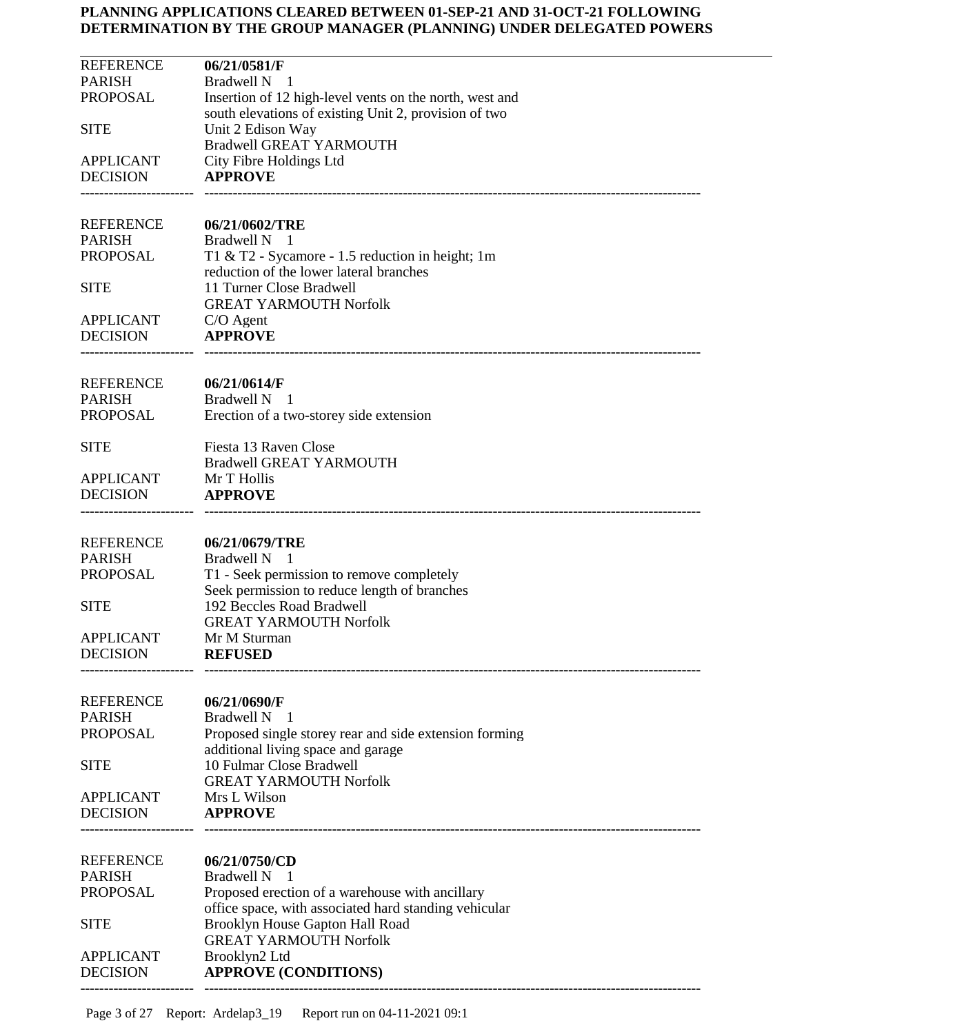**PLANNING APPLICATIONS CLEARED BETWEEN 01-SEP-21 AND 31-OCT-21 FOLLOWING DETERMINATION BY THE GROUP MANAGER (PLANNING) UNDER DELEGATED POWERS**

---

| | |
|---|---|
| REFERENCE | **06/21/0581/F** |
| PARISH | Bradwell N 1 |
| PROPOSAL | Insertion of 12 high-level vents on the north, west and south elevations of existing Unit 2, provision of two |
| SITE | Unit 2 Edison Way Bradwell GREAT YARMOUTH |
| APPLICANT | City Fibre Holdings Ltd |
| DECISION | **APPROVE** |

---

| | |
|---|---|
| REFERENCE | **06/21/0602/TRE** |
| PARISH | Bradwell N 1 |
| PROPOSAL | T1 & T2 - Sycamore - 1.5 reduction in height; 1m reduction of the lower lateral branches |
| SITE | 11 Turner Close Bradwell GREAT YARMOUTH Norfolk |
| APPLICANT | C/O Agent |
| DECISION | **APPROVE** |

---

| | |
|---|---|
| REFERENCE | **06/21/0614/F** |
| PARISH | Bradwell N 1 |
| PROPOSAL | Erection of a two-storey side extension |
| SITE | Fiesta 13 Raven Close Bradwell GREAT YARMOUTH |
| APPLICANT | Mr T Hollis |
| DECISION | **APPROVE** |

---

| | |
|---|---|
| REFERENCE | **06/21/0679/TRE** |
| PARISH | Bradwell N 1 |
| PROPOSAL | T1 - Seek permission to remove completely Seek permission to reduce length of branches |
| SITE | 192 Beccles Road Bradwell GREAT YARMOUTH Norfolk |
| APPLICANT | Mr M Sturman |
| DECISION | **REFUSED** |

---

| | |
|---|---|
| REFERENCE | **06/21/0690/F** |
| PARISH | Bradwell N 1 |
| PROPOSAL | Proposed single storey rear and side extension forming additional living space and garage |
| SITE | 10 Fulmar Close Bradwell GREAT YARMOUTH Norfolk |
| APPLICANT | Mrs L Wilson |
| DECISION | **APPROVE** |

---

| | |
|---|---|
| REFERENCE | **06/21/0750/CD** |
| PARISH | Bradwell N 1 |
| PROPOSAL | Proposed erection of a warehouse with ancillary office space, with associated hard standing vehicular |
| SITE | Brooklyn House Gapton Hall Road GREAT YARMOUTH Norfolk |
| APPLICANT | Brooklyn2 Ltd |
| DECISION | **APPROVE (CONDITIONS)** |

---

Report: Ardelap3_19 Report run on 04-11-2021 09:1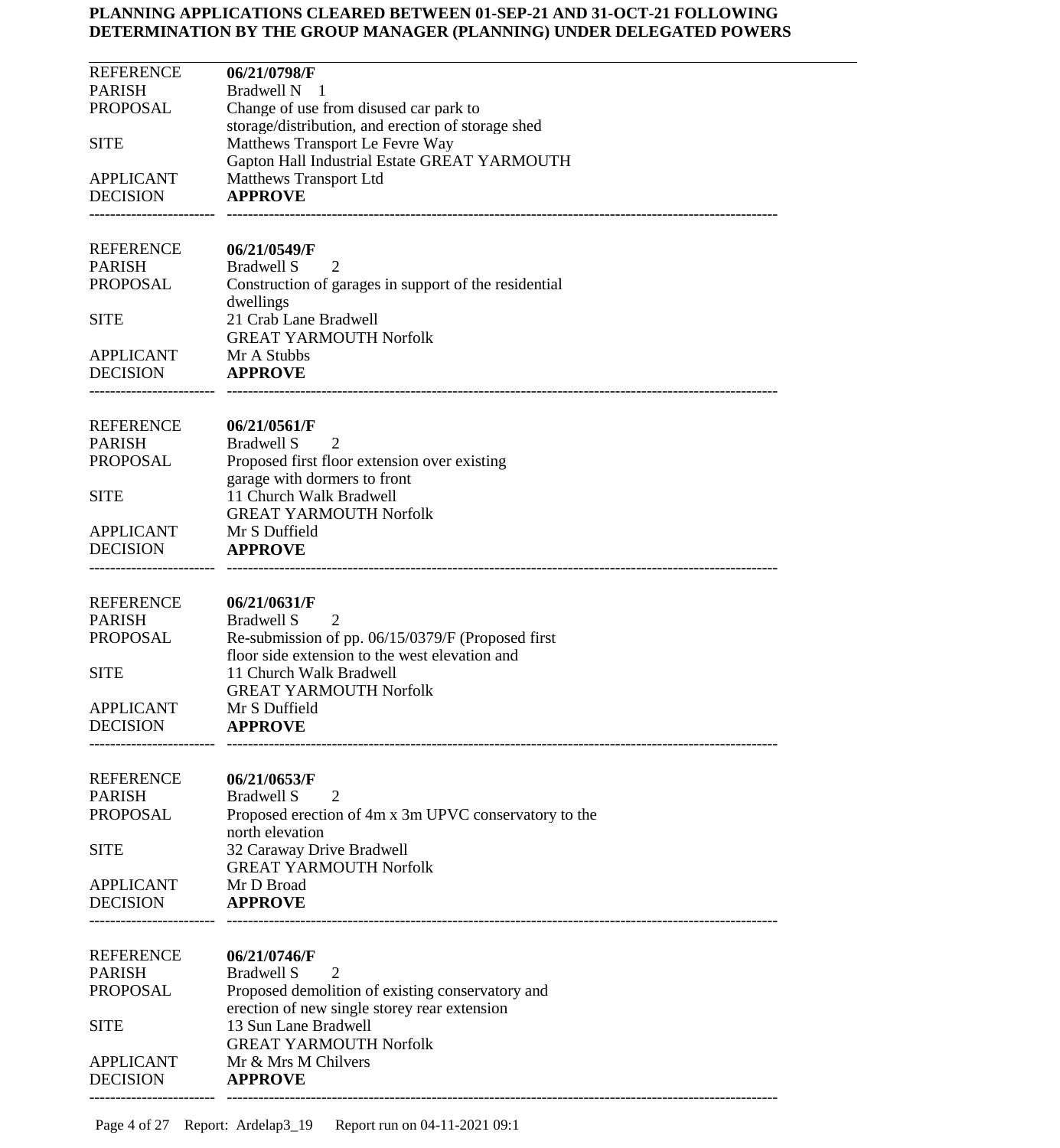**PLANNING APPLICATIONS CLEARED BETWEEN 01-SEP-21 AND 31-OCT-21 FOLLOWING DETERMINATION BY THE GROUP MANAGER (PLANNING) UNDER DELEGATED POWERS**

---

| | |
|---|---|
| REFERENCE | **06/21/0798/F** |
| PARISH | Bradwell N 1 |
| PROPOSAL | Change of use from disused car park to storage/distribution, and erection of storage shed |
| SITE | Matthews Transport Le Fevre Way Gapton Hall Industrial Estate GREAT YARMOUTH |
| APPLICANT | Matthews Transport Ltd |
| DECISION | **APPROVE** |

---

| | |
|---|---|
| REFERENCE | **06/21/0549/F** |
| PARISH | Bradwell S 2 |
| PROPOSAL | Construction of garages in support of the residential dwellings |
| SITE | 21 Crab Lane Bradwell GREAT YARMOUTH Norfolk |
| APPLICANT | Mr A Stubbs |
| DECISION | **APPROVE** |

---

| | |
|---|---|
| REFERENCE | **06/21/0561/F** |
| PARISH | Bradwell S 2 |
| PROPOSAL | Proposed first floor extension over existing garage with dormers to front |
| SITE | 11 Church Walk Bradwell GREAT YARMOUTH Norfolk |
| APPLICANT | Mr S Duffield |
| DECISION | **APPROVE** |

---

| | |
|---|---|
| REFERENCE | **06/21/0631/F** |
| PARISH | Bradwell S 2 |
| PROPOSAL | Re-submission of pp. 06/15/0379/F (Proposed first floor side extension to the west elevation and |
| SITE | 11 Church Walk Bradwell GREAT YARMOUTH Norfolk |
| APPLICANT | Mr S Duffield |
| DECISION | **APPROVE** |

---

| | |
|---|---|
| REFERENCE | **06/21/0653/F** |
| PARISH | Bradwell S 2 |
| PROPOSAL | Proposed erection of 4m x 3m UPVC conservatory to the north elevation |
| SITE | 32 Caraway Drive Bradwell GREAT YARMOUTH Norfolk |
| APPLICANT | Mr D Broad |
| DECISION | **APPROVE** |

---

| | |
|---|---|
| REFERENCE | **06/21/0746/F** |
| PARISH | Bradwell S 2 |
| PROPOSAL | Proposed demolition of existing conservatory and erection of new single storey rear extension |
| SITE | 13 Sun Lane Bradwell GREAT YARMOUTH Norfolk |
| APPLICANT | Mr & Mrs M Chilvers |
| DECISION | **APPROVE** |

---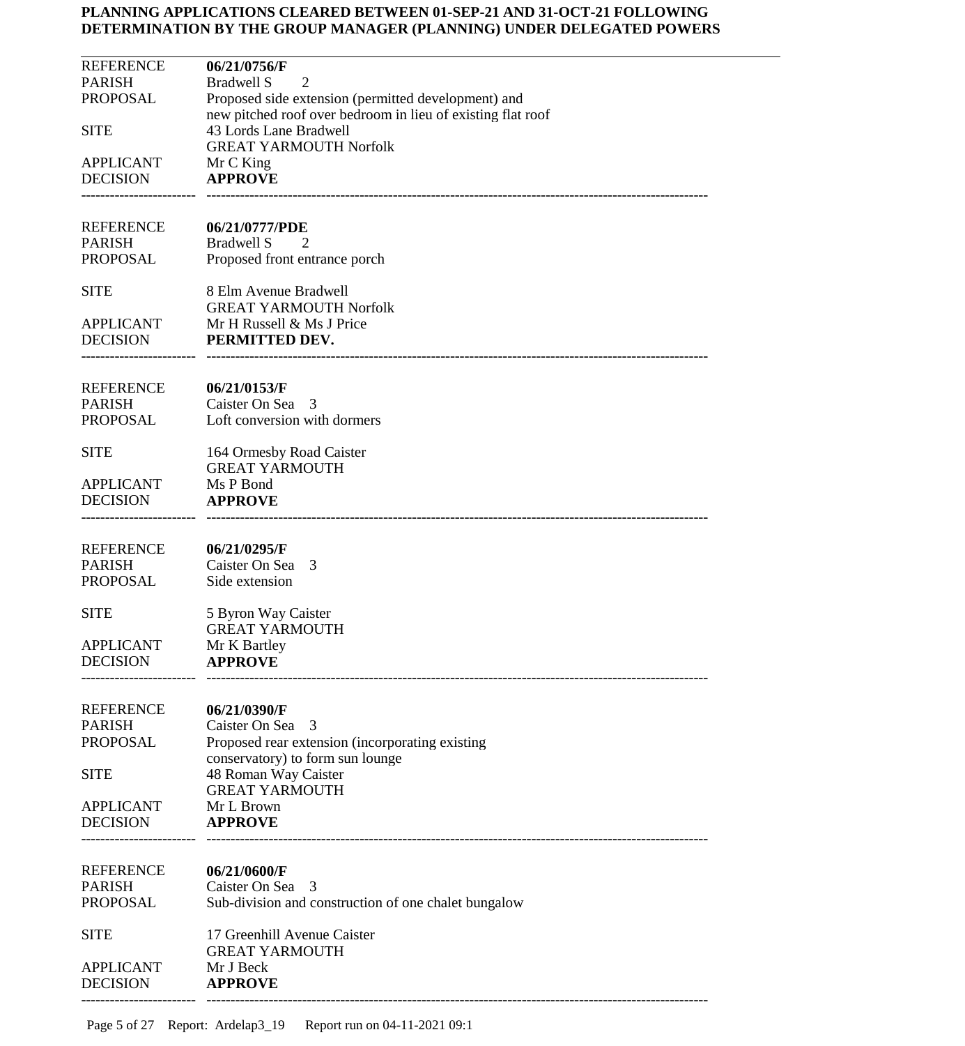**PLANNING APPLICATIONS CLEARED BETWEEN 01-SEP-21 AND 31-OCT-21 FOLLOWING DETERMINATION BY THE GROUP MANAGER (PLANNING) UNDER DELEGATED POWERS**

---

| | |
|---|---|
| REFERENCE | **06/21/0756/F** |
| PARISH | Bradwell S 2 |
| PROPOSAL | Proposed side extension (permitted development) and new pitched roof over bedroom in lieu of existing flat roof |
| SITE | 43 Lords Lane Bradwell GREAT YARMOUTH Norfolk |
| APPLICANT | Mr C King |
| DECISION | **APPROVE** |

---

| | |
|---|---|
| REFERENCE | **06/21/0777/PDE** |
| PARISH | Bradwell S 2 |
| PROPOSAL | Proposed front entrance porch |
| SITE | 8 Elm Avenue Bradwell GREAT YARMOUTH Norfolk |
| APPLICANT | Mr H Russell & Ms J Price |
| DECISION | **PERMITTED DEV.** |

---

| | |
|---|---|
| REFERENCE | **06/21/0153/F** |
| PARISH | Caister On Sea 3 |
| PROPOSAL | Loft conversion with dormers |
| SITE | 164 Ormesby Road Caister GREAT YARMOUTH |
| APPLICANT | Ms P Bond |
| DECISION | **APPROVE** |

---

| | |
|---|---|
| REFERENCE | **06/21/0295/F** |
| PARISH | Caister On Sea 3 |
| PROPOSAL | Side extension |
| SITE | 5 Byron Way Caister GREAT YARMOUTH |
| APPLICANT | Mr K Bartley |
| DECISION | **APPROVE** |

---

| | |
|---|---|
| REFERENCE | **06/21/0390/F** |
| PARISH | Caister On Sea 3 |
| PROPOSAL | Proposed rear extension (incorporating existing conservatory) to form sun lounge |
| SITE | 48 Roman Way Caister GREAT YARMOUTH |
| APPLICANT | Mr L Brown |
| DECISION | **APPROVE** |

---

| | |
|---|---|
| REFERENCE | **06/21/0600/F** |
| PARISH | Caister On Sea 3 |
| PROPOSAL | Sub-division and construction of one chalet bungalow |
| SITE | 17 Greenhill Avenue Caister GREAT YARMOUTH |
| APPLICANT | Mr J Beck |
| DECISION | **APPROVE** |

---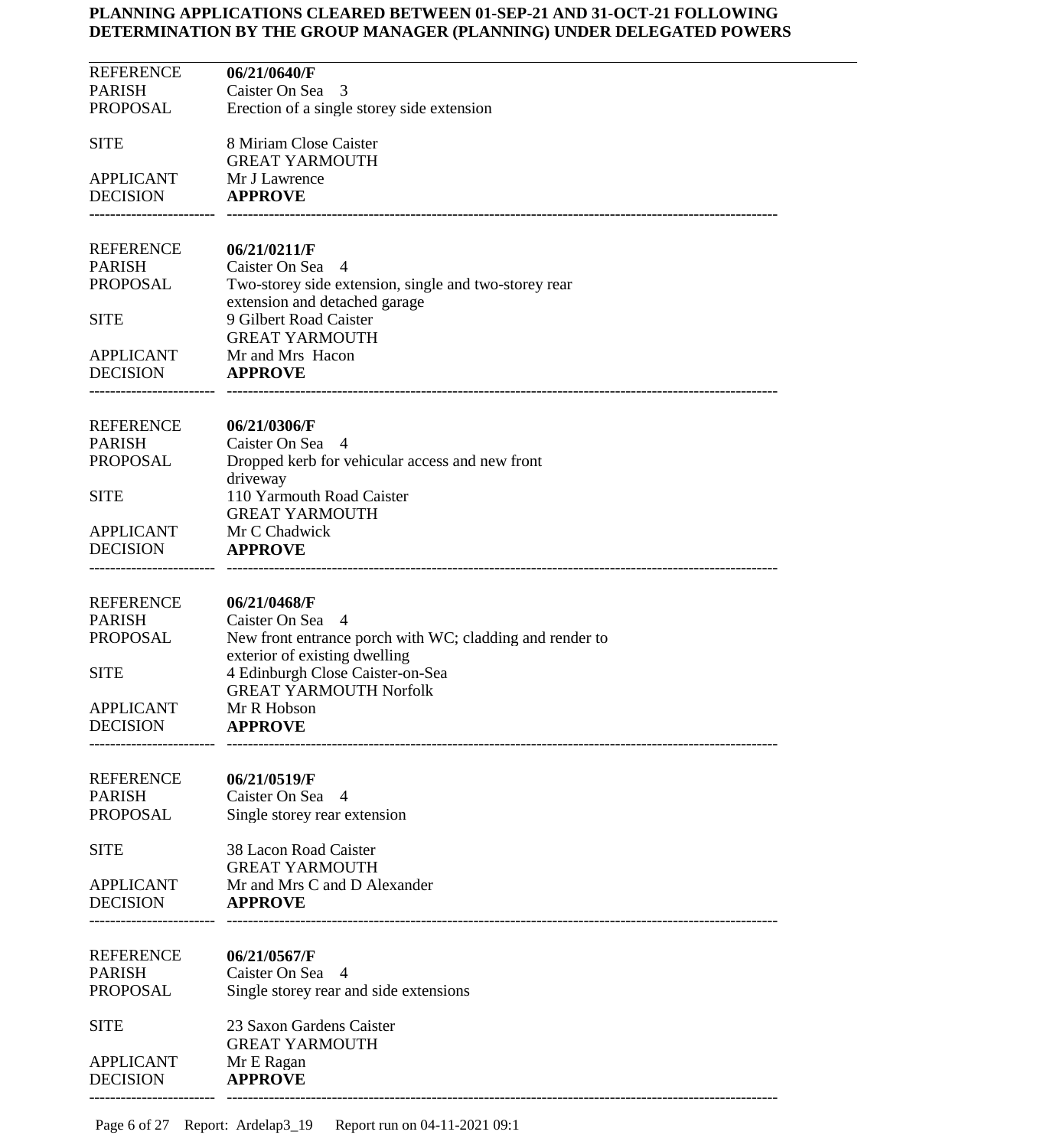**PLANNING APPLICATIONS CLEARED BETWEEN 01-SEP-21 AND 31-OCT-21 FOLLOWING DETERMINATION BY THE GROUP MANAGER (PLANNING) UNDER DELEGATED POWERS**

---

| | |
|---|---|
| REFERENCE | **06/21/0640/F** |
| PARISH | Caister On Sea 3 |
| PROPOSAL | Erection of a single storey side extension |
| SITE | 8 Miriam Close Caister GREAT YARMOUTH |
| APPLICANT | Mr J Lawrence |
| DECISION | **APPROVE** |

---

| | |
|---|---|
| REFERENCE | **06/21/0211/F** |
| PARISH | Caister On Sea 4 |
| PROPOSAL | Two-storey side extension, single and two-storey rear extension and detached garage |
| SITE | 9 Gilbert Road Caister GREAT YARMOUTH |
| APPLICANT | Mr and Mrs Hacon |
| DECISION | **APPROVE** |

---

| | |
|---|---|
| REFERENCE | **06/21/0306/F** |
| PARISH | Caister On Sea 4 |
| PROPOSAL | Dropped kerb for vehicular access and new front driveway |
| SITE | 110 Yarmouth Road Caister GREAT YARMOUTH |
| APPLICANT | Mr C Chadwick |
| DECISION | **APPROVE** |

---

| | |
|---|---|
| REFERENCE | **06/21/0468/F** |
| PARISH | Caister On Sea 4 |
| PROPOSAL | New front entrance porch with WC; cladding and render to exterior of existing dwelling |
| SITE | 4 Edinburgh Close Caister-on-Sea GREAT YARMOUTH Norfolk |
| APPLICANT | Mr R Hobson |
| DECISION | **APPROVE** |

---

| | |
|---|---|
| REFERENCE | **06/21/0519/F** |
| PARISH | Caister On Sea 4 |
| PROPOSAL | Single storey rear extension |
| SITE | 38 Lacon Road Caister GREAT YARMOUTH |
| APPLICANT | Mr and Mrs C and D Alexander |
| DECISION | **APPROVE** |

---

| | |
|---|---|
| REFERENCE | **06/21/0567/F** |
| PARISH | Caister On Sea 4 |
| PROPOSAL | Single storey rear and side extensions |
| SITE | 23 Saxon Gardens Caister GREAT YARMOUTH |
| APPLICANT | Mr E Ragan |
| DECISION | **APPROVE** |

---

Report: Ardelap3_19 Report run on 04-11-2021 09:1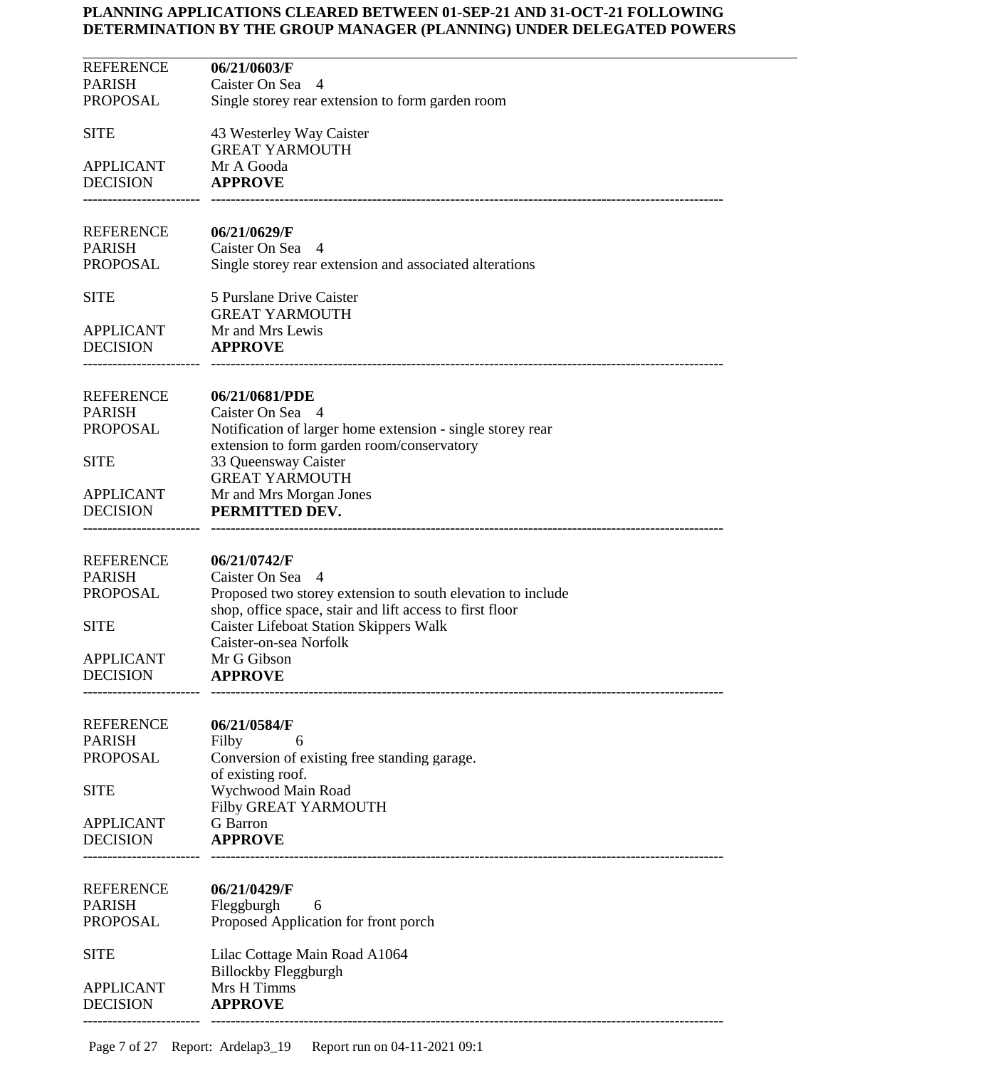**PLANNING APPLICATIONS CLEARED BETWEEN 01-SEP-21 AND 31-OCT-21 FOLLOWING DETERMINATION BY THE GROUP MANAGER (PLANNING) UNDER DELEGATED POWERS**

---

| | |
|---|---|
| REFERENCE | **06/21/0603/F** |
| PARISH | Caister On Sea 4 |
| PROPOSAL | Single storey rear extension to form garden room |
| SITE | 43 Westerley Way Caister GREAT YARMOUTH |
| APPLICANT | Mr A Gooda |
| DECISION | **APPROVE** |

---

| | |
|---|---|
| REFERENCE | **06/21/0629/F** |
| PARISH | Caister On Sea 4 |
| PROPOSAL | Single storey rear extension and associated alterations |
| SITE | 5 Purslane Drive Caister GREAT YARMOUTH |
| APPLICANT | Mr and Mrs Lewis |
| DECISION | **APPROVE** |

---

| | |
|---|---|
| REFERENCE | **06/21/0681/PDE** |
| PARISH | Caister On Sea 4 |
| PROPOSAL | Notification of larger home extension - single storey rear extension to form garden room/conservatory |
| SITE | 33 Queensway Caister GREAT YARMOUTH |
| APPLICANT | Mr and Mrs Morgan Jones |
| DECISION | **PERMITTED DEV.** |

---

| | |
|---|---|
| REFERENCE | **06/21/0742/F** |
| PARISH | Caister On Sea 4 |
| PROPOSAL | Proposed two storey extension to south elevation to include shop, office space, stair and lift access to first floor |
| SITE | Caister Lifeboat Station Skippers Walk Caister-on-sea Norfolk |
| APPLICANT | Mr G Gibson |
| DECISION | **APPROVE** |

---

| | |
|---|---|
| REFERENCE | **06/21/0584/F** |
| PARISH | Filby 6 |
| PROPOSAL | Conversion of existing free standing garage. of existing roof. |
| SITE | Wychwood Main Road Filby GREAT YARMOUTH |
| APPLICANT | G Barron |
| DECISION | **APPROVE** |

---

| | |
|---|---|
| REFERENCE | **06/21/0429/F** |
| PARISH | Fleggburgh 6 |
| PROPOSAL | Proposed Application for front porch |
| SITE | Lilac Cottage Main Road A1064 Billockby Fleggburgh |
| APPLICANT | Mrs H Timms |
| DECISION | **APPROVE** |

---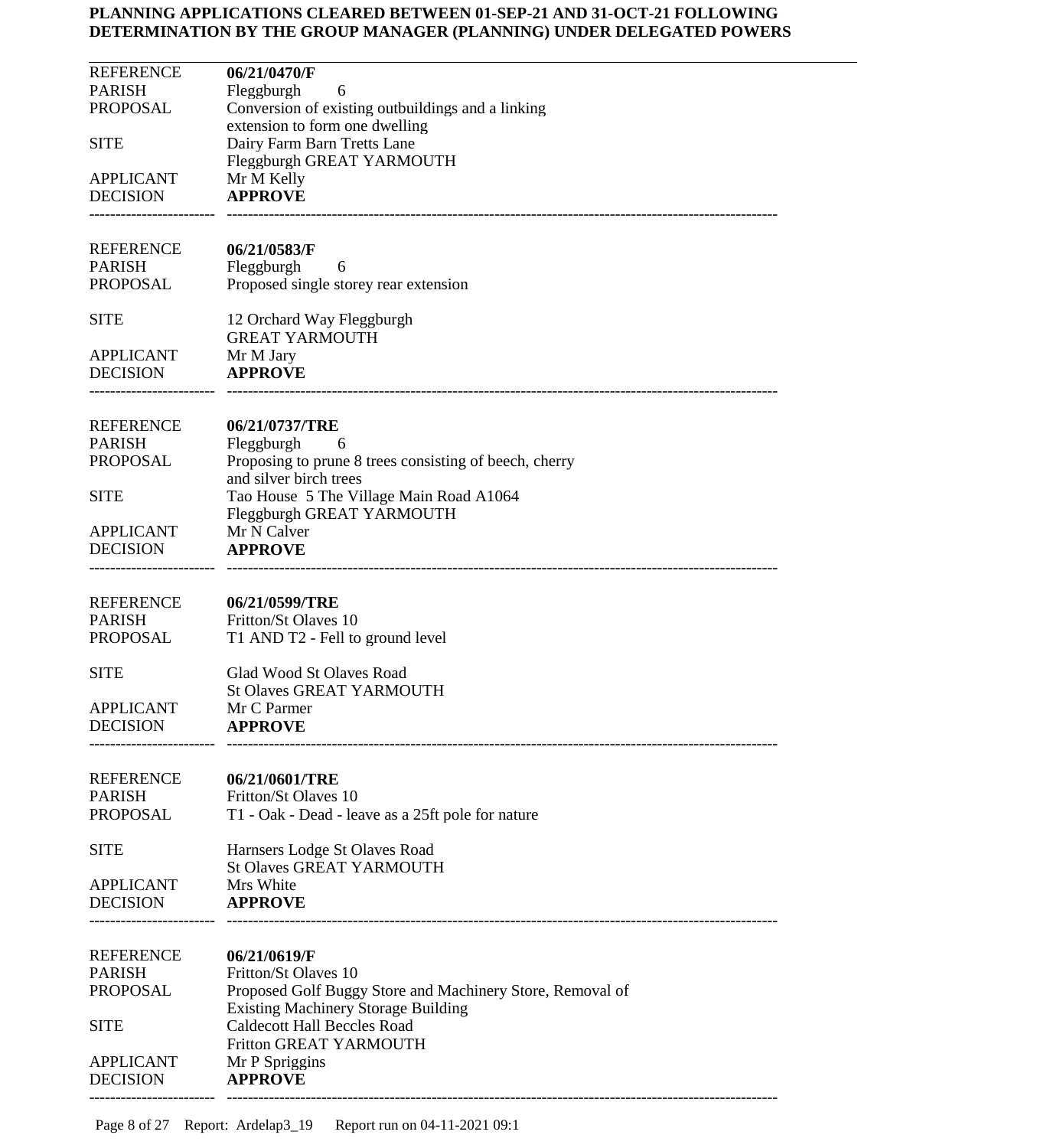**PLANNING APPLICATIONS CLEARED BETWEEN 01-SEP-21 AND 31-OCT-21 FOLLOWING DETERMINATION BY THE GROUP MANAGER (PLANNING) UNDER DELEGATED POWERS**

---

| | |
|---|---|
| REFERENCE | **06/21/0470/F** |
| PARISH | Fleggburgh 6 |
| PROPOSAL | Conversion of existing outbuildings and a linking extension to form one dwelling |
| SITE | Dairy Farm Barn Tretts Lane Fleggburgh GREAT YARMOUTH |
| APPLICANT | Mr M Kelly |
| DECISION | **APPROVE** |

---

| | |
|---|---|
| REFERENCE | **06/21/0583/F** |
| PARISH | Fleggburgh 6 |
| PROPOSAL | Proposed single storey rear extension |
| SITE | 12 Orchard Way Fleggburgh GREAT YARMOUTH |
| APPLICANT | Mr M Jary |
| DECISION | **APPROVE** |

---

| | |
|---|---|
| REFERENCE | **06/21/0737/TRE** |
| PARISH | Fleggburgh 6 |
| PROPOSAL | Proposing to prune 8 trees consisting of beech, cherry and silver birch trees |
| SITE | Tao House 5 The Village Main Road A1064 Fleggburgh GREAT YARMOUTH |
| APPLICANT | Mr N Calver |
| DECISION | **APPROVE** |

---

| | |
|---|---|
| REFERENCE | **06/21/0599/TRE** |
| PARISH | Fritton/St Olaves 10 |
| PROPOSAL | T1 AND T2 - Fell to ground level |
| SITE | Glad Wood St Olaves Road St Olaves GREAT YARMOUTH |
| APPLICANT | Mr C Parmer |
| DECISION | **APPROVE** |

---

| | |
|---|---|
| REFERENCE | **06/21/0601/TRE** |
| PARISH | Fritton/St Olaves 10 |
| PROPOSAL | T1 - Oak - Dead - leave as a 25ft pole for nature |
| SITE | Harnsers Lodge St Olaves Road St Olaves GREAT YARMOUTH |
| APPLICANT | Mrs White |
| DECISION | **APPROVE** |

---

| | |
|---|---|
| REFERENCE | **06/21/0619/F** |
| PARISH | Fritton/St Olaves 10 |
| PROPOSAL | Proposed Golf Buggy Store and Machinery Store, Removal of Existing Machinery Storage Building |
| SITE | Caldecott Hall Beccles Road Fritton GREAT YARMOUTH |
| APPLICANT | Mr P Spriggins |
| DECISION | **APPROVE** |

---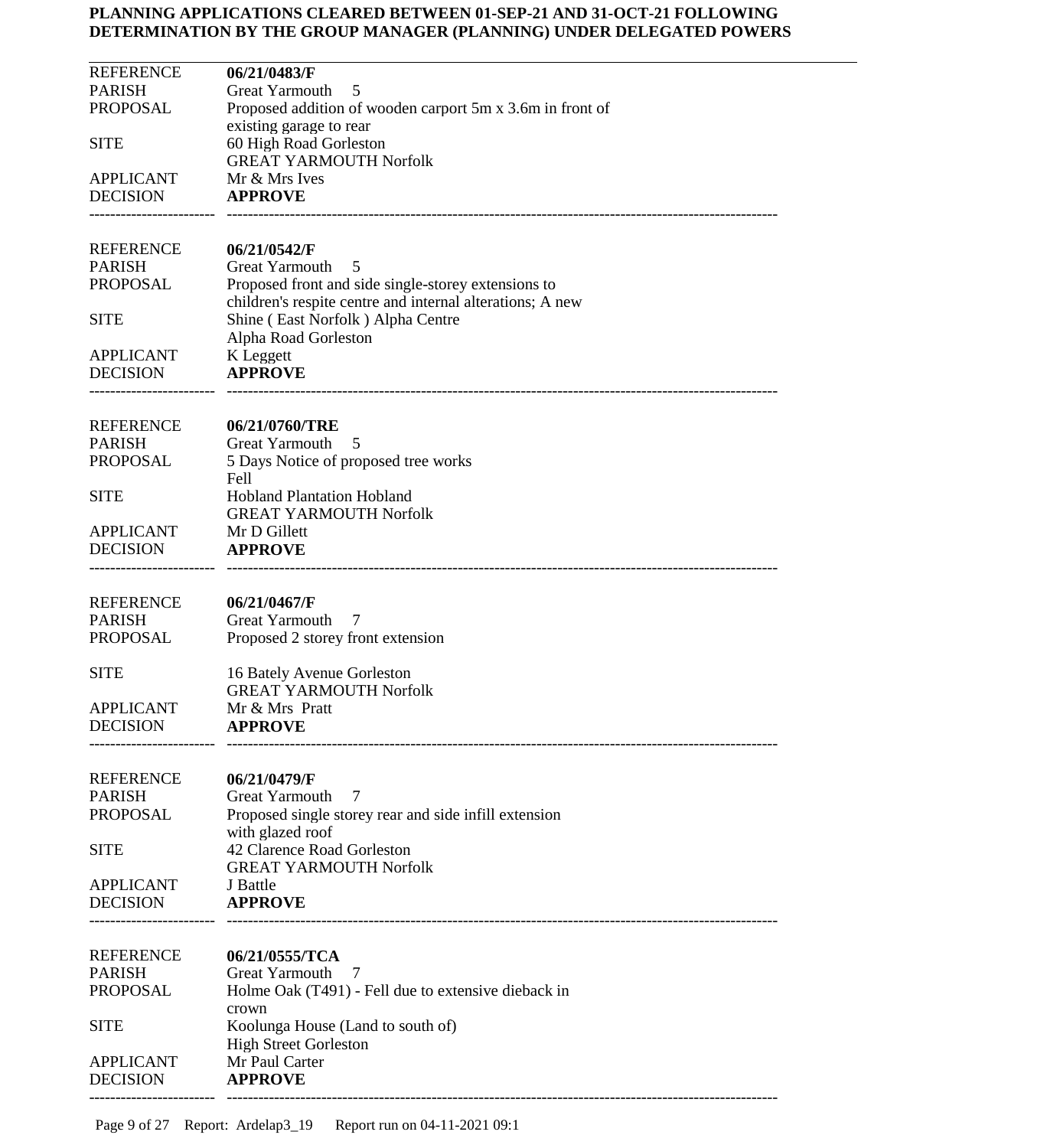**PLANNING APPLICATIONS CLEARED BETWEEN 01-SEP-21 AND 31-OCT-21 FOLLOWING DETERMINATION BY THE GROUP MANAGER (PLANNING) UNDER DELEGATED POWERS**

---

| | |
|---|---|
| REFERENCE | **06/21/0483/F** |
| PARISH | Great Yarmouth 5 |
| PROPOSAL | Proposed addition of wooden carport 5m x 3.6m in front of existing garage to rear |
| SITE | 60 High Road Gorleston GREAT YARMOUTH Norfolk |
| APPLICANT | Mr & Mrs Ives |
| DECISION | **APPROVE** |

---

| | |
|---|---|
| REFERENCE | **06/21/0542/F** |
| PARISH | Great Yarmouth 5 |
| PROPOSAL | Proposed front and side single-storey extensions to children's respite centre and internal alterations; A new |
| SITE | Shine ( East Norfolk ) Alpha Centre Alpha Road Gorleston |
| APPLICANT | K Leggett |
| DECISION | **APPROVE** |

---

| | |
|---|---|
| REFERENCE | **06/21/0760/TRE** |
| PARISH | Great Yarmouth 5 |
| PROPOSAL | 5 Days Notice of proposed tree works Fell |
| SITE | Hobland Plantation Hobland GREAT YARMOUTH Norfolk |
| APPLICANT | Mr D Gillett |
| DECISION | **APPROVE** |

---

| | |
|---|---|
| REFERENCE | **06/21/0467/F** |
| PARISH | Great Yarmouth 7 |
| PROPOSAL | Proposed 2 storey front extension |
| SITE | 16 Bately Avenue Gorleston GREAT YARMOUTH Norfolk |
| APPLICANT | Mr & Mrs Pratt |
| DECISION | **APPROVE** |

---

| | |
|---|---|
| REFERENCE | **06/21/0479/F** |
| PARISH | Great Yarmouth 7 |
| PROPOSAL | Proposed single storey rear and side infill extension with glazed roof |
| SITE | 42 Clarence Road Gorleston GREAT YARMOUTH Norfolk |
| APPLICANT | J Battle |
| DECISION | **APPROVE** |

---

| | |
|---|---|
| REFERENCE | **06/21/0555/TCA** |
| PARISH | Great Yarmouth 7 |
| PROPOSAL | Holme Oak (T491) - Fell due to extensive dieback in crown |
| SITE | Koolunga House (Land to south of) High Street Gorleston |
| APPLICANT | Mr Paul Carter |
| DECISION | **APPROVE** |

---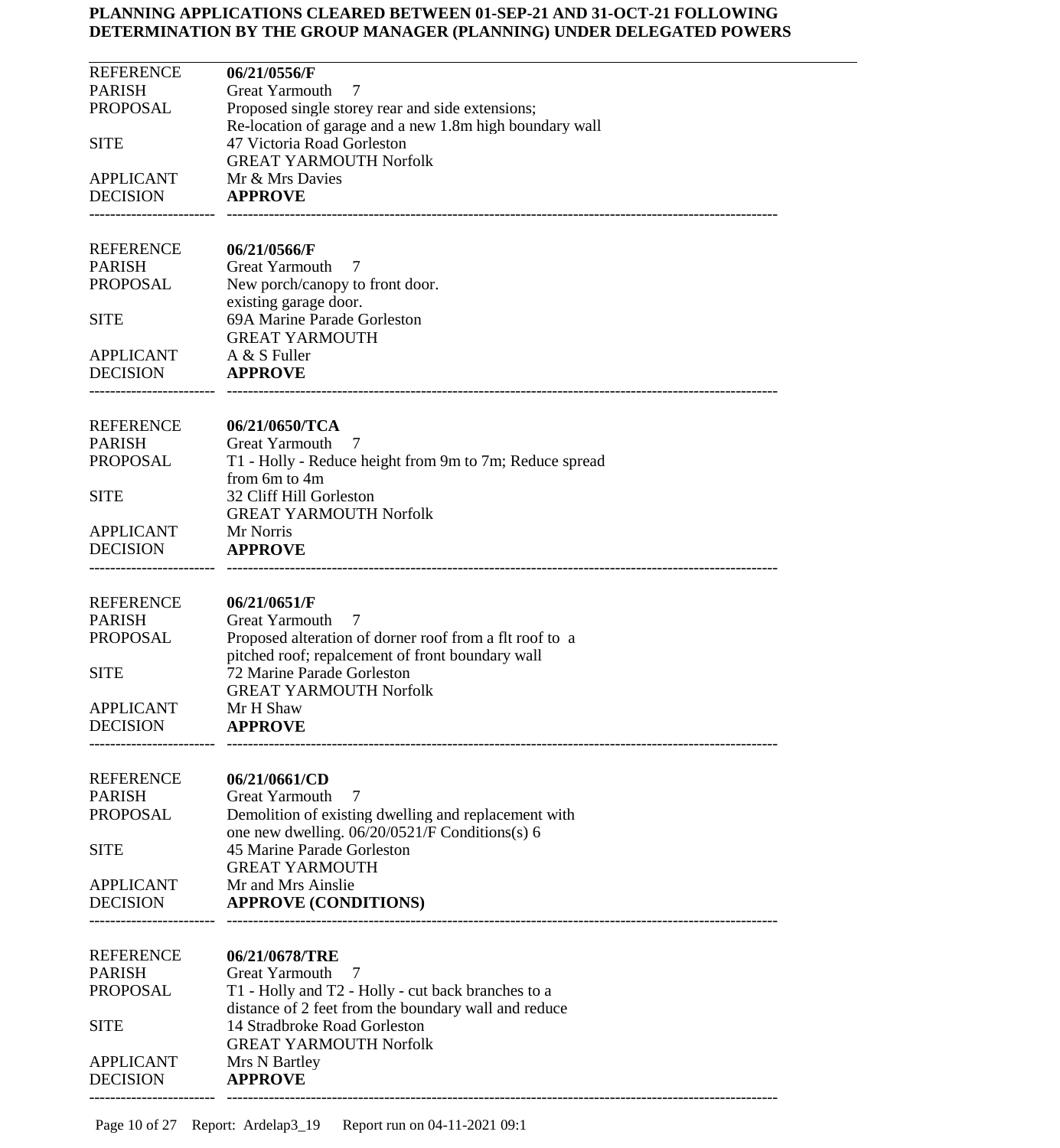**PLANNING APPLICATIONS CLEARED BETWEEN 01-SEP-21 AND 31-OCT-21 FOLLOWING DETERMINATION BY THE GROUP MANAGER (PLANNING) UNDER DELEGATED POWERS**

---

| | |
|---|---|
| REFERENCE | **06/21/0556/F** |
| PARISH | Great Yarmouth 7 |
| PROPOSAL | Proposed single storey rear and side extensions; Re-location of garage and a new 1.8m high boundary wall |
| SITE | 47 Victoria Road Gorleston GREAT YARMOUTH Norfolk |
| APPLICANT | Mr & Mrs Davies |
| DECISION | **APPROVE** |

---

| | |
|---|---|
| REFERENCE | **06/21/0566/F** |
| PARISH | Great Yarmouth 7 |
| PROPOSAL | New porch/canopy to front door. existing garage door. |
| SITE | 69A Marine Parade Gorleston GREAT YARMOUTH |
| APPLICANT | A & S Fuller |
| DECISION | **APPROVE** |

---

| | |
|---|---|
| REFERENCE | **06/21/0650/TCA** |
| PARISH | Great Yarmouth 7 |
| PROPOSAL | T1 - Holly - Reduce height from 9m to 7m; Reduce spread from 6m to 4m |
| SITE | 32 Cliff Hill Gorleston GREAT YARMOUTH Norfolk |
| APPLICANT | Mr Norris |
| DECISION | **APPROVE** |

---

| | |
|---|---|
| REFERENCE | **06/21/0651/F** |
| PARISH | Great Yarmouth 7 |
| PROPOSAL | Proposed alteration of dorner roof from a flt roof to a pitched roof; repalcement of front boundary wall |
| SITE | 72 Marine Parade Gorleston GREAT YARMOUTH Norfolk |
| APPLICANT | Mr H Shaw |
| DECISION | **APPROVE** |

---

| | |
|---|---|
| REFERENCE | **06/21/0661/CD** |
| PARISH | Great Yarmouth 7 |
| PROPOSAL | Demolition of existing dwelling and replacement with one new dwelling. 06/20/0521/F Conditions(s) 6 |
| SITE | 45 Marine Parade Gorleston GREAT YARMOUTH |
| APPLICANT | Mr and Mrs Ainslie |
| DECISION | **APPROVE (CONDITIONS)** |

---

| | |
|---|---|
| REFERENCE | **06/21/0678/TRE** |
| PARISH | Great Yarmouth 7 |
| PROPOSAL | T1 - Holly and T2 - Holly - cut back branches to a distance of 2 feet from the boundary wall and reduce |
| SITE | 14 Stradbroke Road Gorleston GREAT YARMOUTH Norfolk |
| APPLICANT | Mrs N Bartley |
| DECISION | **APPROVE** |

---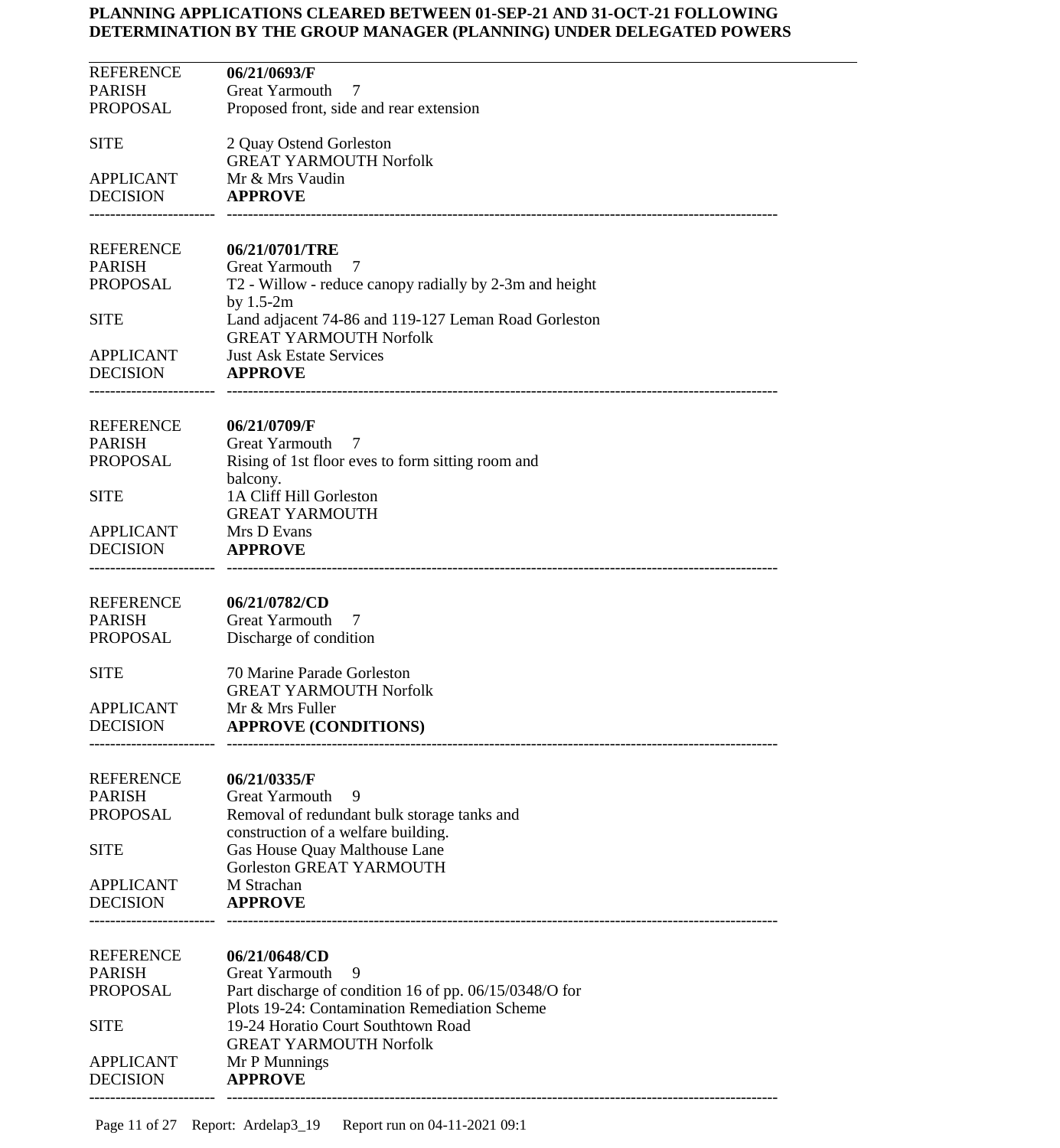**PLANNING APPLICATIONS CLEARED BETWEEN 01-SEP-21 AND 31-OCT-21 FOLLOWING DETERMINATION BY THE GROUP MANAGER (PLANNING) UNDER DELEGATED POWERS**

---

| | |
|---|---|
| REFERENCE | **06/21/0693/F** |
| PARISH | Great Yarmouth 7 |
| PROPOSAL | Proposed front, side and rear extension |
| SITE | 2 Quay Ostend Gorleston GREAT YARMOUTH Norfolk |
| APPLICANT | Mr & Mrs Vaudin |
| DECISION | **APPROVE** |

---

| | |
|---|---|
| REFERENCE | **06/21/0701/TRE** |
| PARISH | Great Yarmouth 7 |
| PROPOSAL | T2 - Willow - reduce canopy radially by 2-3m and height by 1.5-2m |
| SITE | Land adjacent 74-86 and 119-127 Leman Road Gorleston GREAT YARMOUTH Norfolk |
| APPLICANT | Just Ask Estate Services |
| DECISION | **APPROVE** |

---

| | |
|---|---|
| REFERENCE | **06/21/0709/F** |
| PARISH | Great Yarmouth 7 |
| PROPOSAL | Rising of 1st floor eves to form sitting room and balcony. |
| SITE | 1A Cliff Hill Gorleston GREAT YARMOUTH |
| APPLICANT | Mrs D Evans |
| DECISION | **APPROVE** |

---

| | |
|---|---|
| REFERENCE | **06/21/0782/CD** |
| PARISH | Great Yarmouth 7 |
| PROPOSAL | Discharge of condition |
| SITE | 70 Marine Parade Gorleston GREAT YARMOUTH Norfolk |
| APPLICANT | Mr & Mrs Fuller |
| DECISION | **APPROVE (CONDITIONS)** |

---

| | |
|---|---|
| REFERENCE | **06/21/0335/F** |
| PARISH | Great Yarmouth 9 |
| PROPOSAL | Removal of redundant bulk storage tanks and construction of a welfare building. |
| SITE | Gas House Quay Malthouse Lane Gorleston GREAT YARMOUTH |
| APPLICANT | M Strachan |
| DECISION | **APPROVE** |

---

| | |
|---|---|
| REFERENCE | **06/21/0648/CD** |
| PARISH | Great Yarmouth 9 |
| PROPOSAL | Part discharge of condition 16 of pp. 06/15/0348/O for Plots 19-24: Contamination Remediation Scheme |
| SITE | 19-24 Horatio Court Southtown Road GREAT YARMOUTH Norfolk |
| APPLICANT | Mr P Munnings |
| DECISION | **APPROVE** |

---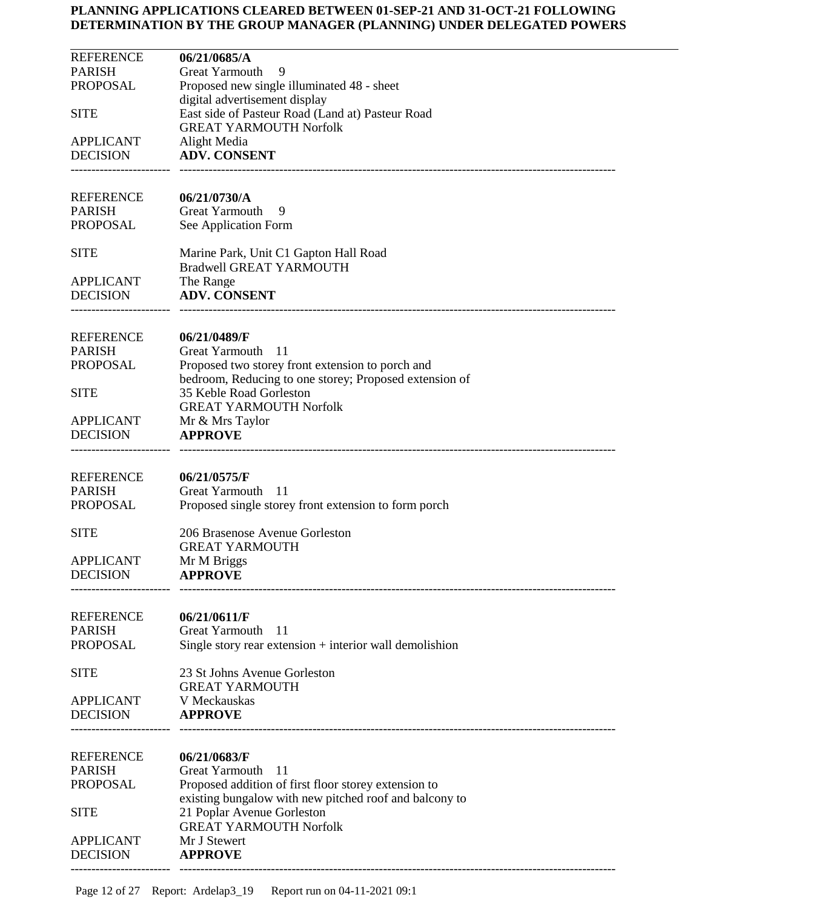**PLANNING APPLICATIONS CLEARED BETWEEN 01-SEP-21 AND 31-OCT-21 FOLLOWING DETERMINATION BY THE GROUP MANAGER (PLANNING) UNDER DELEGATED POWERS**

---

| | |
|---|---|
| REFERENCE | **06/21/0685/A** |
| PARISH | Great Yarmouth 9 |
| PROPOSAL | Proposed new single illuminated 48 - sheet digital advertisement display |
| SITE | East side of Pasteur Road (Land at) Pasteur Road GREAT YARMOUTH Norfolk |
| APPLICANT | Alight Media |
| DECISION | **ADV. CONSENT** |

---

| | |
|---|---|
| REFERENCE | **06/21/0730/A** |
| PARISH | Great Yarmouth 9 |
| PROPOSAL | See Application Form |
| SITE | Marine Park, Unit C1 Gapton Hall Road Bradwell GREAT YARMOUTH |
| APPLICANT | The Range |
| DECISION | **ADV. CONSENT** |

---

| | |
|---|---|
| REFERENCE | **06/21/0489/F** |
| PARISH | Great Yarmouth 11 |
| PROPOSAL | Proposed two storey front extension to porch and bedroom, Reducing to one storey; Proposed extension of |
| SITE | 35 Keble Road Gorleston GREAT YARMOUTH Norfolk |
| APPLICANT | Mr & Mrs Taylor |
| DECISION | **APPROVE** |

---

| | |
|---|---|
| REFERENCE | **06/21/0575/F** |
| PARISH | Great Yarmouth 11 |
| PROPOSAL | Proposed single storey front extension to form porch |
| SITE | 206 Brasenose Avenue Gorleston GREAT YARMOUTH |
| APPLICANT | Mr M Briggs |
| DECISION | **APPROVE** |

---

| | |
|---|---|
| REFERENCE | **06/21/0611/F** |
| PARISH | Great Yarmouth 11 |
| PROPOSAL | Single story rear extension + interior wall demolishion |
| SITE | 23 St Johns Avenue Gorleston GREAT YARMOUTH |
| APPLICANT | V Meckauskas |
| DECISION | **APPROVE** |

---

| | |
|---|---|
| REFERENCE | **06/21/0683/F** |
| PARISH | Great Yarmouth 11 |
| PROPOSAL | Proposed addition of first floor storey extension to existing bungalow with new pitched roof and balcony to |
| SITE | 21 Poplar Avenue Gorleston GREAT YARMOUTH Norfolk |
| APPLICANT | Mr J Stewert |
| DECISION | **APPROVE** |

---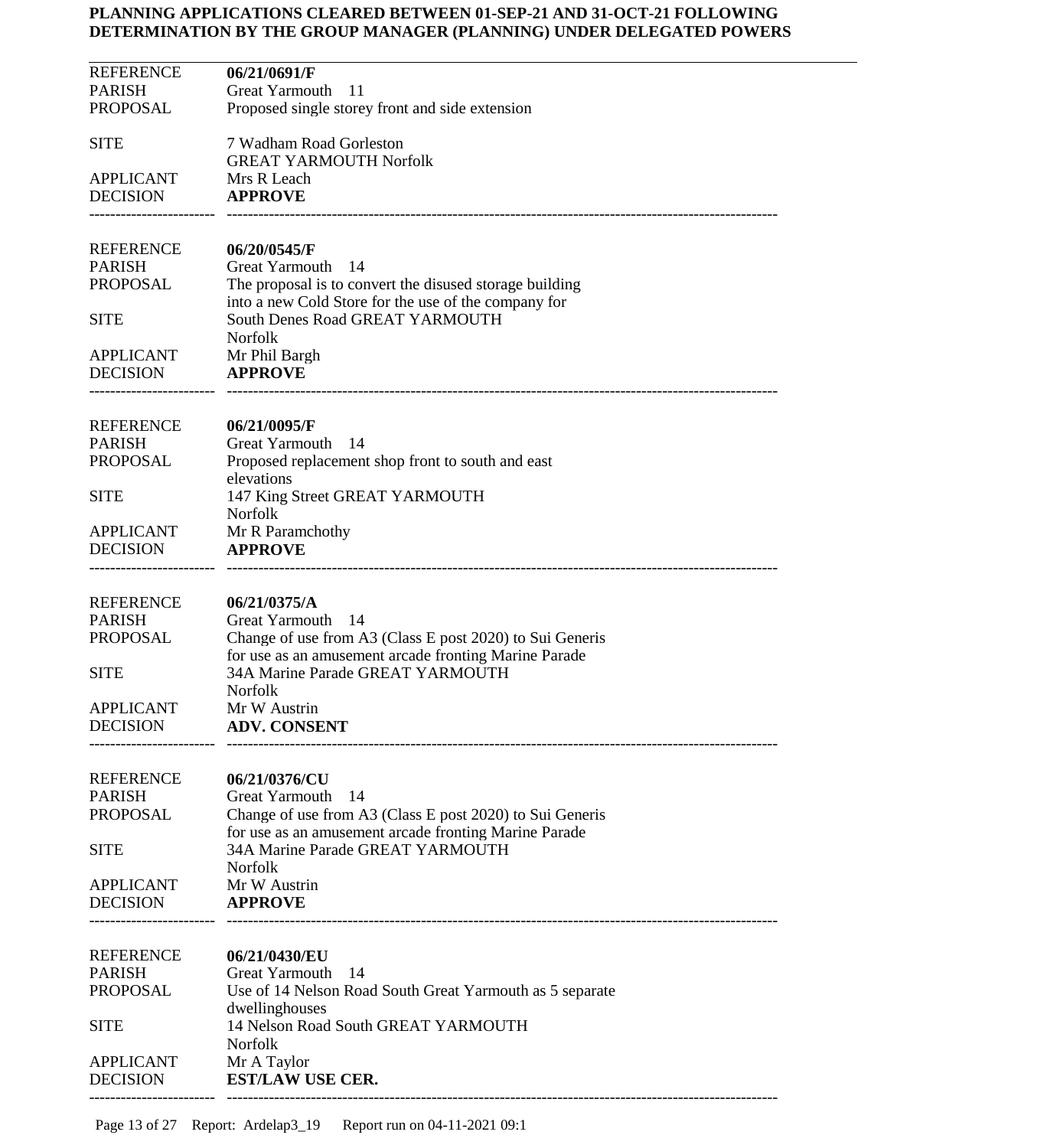**PLANNING APPLICATIONS CLEARED BETWEEN 01-SEP-21 AND 31-OCT-21 FOLLOWING DETERMINATION BY THE GROUP MANAGER (PLANNING) UNDER DELEGATED POWERS**

---

| | |
|---|---|
| REFERENCE | **06/21/0691/F** |
| PARISH | Great Yarmouth 11 |
| PROPOSAL | Proposed single storey front and side extension |
| SITE | 7 Wadham Road Gorleston GREAT YARMOUTH Norfolk |
| APPLICANT | Mrs R Leach |
| DECISION | **APPROVE** |

---

| | |
|---|---|
| REFERENCE | **06/20/0545/F** |
| PARISH | Great Yarmouth 14 |
| PROPOSAL | The proposal is to convert the disused storage building into a new Cold Store for the use of the company for |
| SITE | South Denes Road GREAT YARMOUTH Norfolk |
| APPLICANT | Mr Phil Bargh |
| DECISION | **APPROVE** |

---

| | |
|---|---|
| REFERENCE | **06/21/0095/F** |
| PARISH | Great Yarmouth 14 |
| PROPOSAL | Proposed replacement shop front to south and east elevations |
| SITE | 147 King Street GREAT YARMOUTH Norfolk |
| APPLICANT | Mr R Paramchothy |
| DECISION | **APPROVE** |

---

| | |
|---|---|
| REFERENCE | **06/21/0375/A** |
| PARISH | Great Yarmouth 14 |
| PROPOSAL | Change of use from A3 (Class E post 2020) to Sui Generis for use as an amusement arcade fronting Marine Parade |
| SITE | 34A Marine Parade GREAT YARMOUTH Norfolk |
| APPLICANT | Mr W Austrin |
| DECISION | **ADV. CONSENT** |

---

| | |
|---|---|
| REFERENCE | **06/21/0376/CU** |
| PARISH | Great Yarmouth 14 |
| PROPOSAL | Change of use from A3 (Class E post 2020) to Sui Generis for use as an amusement arcade fronting Marine Parade |
| SITE | 34A Marine Parade GREAT YARMOUTH Norfolk |
| APPLICANT | Mr W Austrin |
| DECISION | **APPROVE** |

---

| | |
|---|---|
| REFERENCE | **06/21/0430/EU** |
| PARISH | Great Yarmouth 14 |
| PROPOSAL | Use of 14 Nelson Road South Great Yarmouth as 5 separate dwellinghouses |
| SITE | 14 Nelson Road South GREAT YARMOUTH Norfolk |
| APPLICANT | Mr A Taylor |
| DECISION | **EST/LAW USE CER.** |

---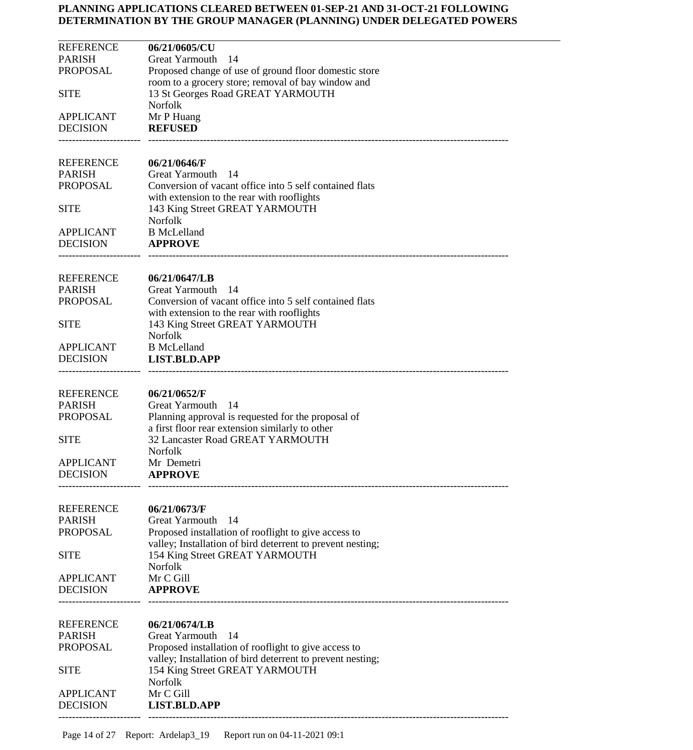**PLANNING APPLICATIONS CLEARED BETWEEN 01-SEP-21 AND 31-OCT-21 FOLLOWING DETERMINATION BY THE GROUP MANAGER (PLANNING) UNDER DELEGATED POWERS**

---

| | |
|---|---|
| REFERENCE | **06/21/0605/CU** |
| PARISH | Great Yarmouth 14 |
| PROPOSAL | Proposed change of use of ground floor domestic store room to a grocery store; removal of bay window and |
| SITE | 13 St Georges Road GREAT YARMOUTH Norfolk |
| APPLICANT | Mr P Huang |
| DECISION | **REFUSED** |

---

| | |
|---|---|
| REFERENCE | **06/21/0646/F** |
| PARISH | Great Yarmouth 14 |
| PROPOSAL | Conversion of vacant office into 5 self contained flats with extension to the rear with rooflights |
| SITE | 143 King Street GREAT YARMOUTH Norfolk |
| APPLICANT | B McLelland |
| DECISION | **APPROVE** |

---

| | |
|---|---|
| REFERENCE | **06/21/0647/LB** |
| PARISH | Great Yarmouth 14 |
| PROPOSAL | Conversion of vacant office into 5 self contained flats with extension to the rear with rooflights |
| SITE | 143 King Street GREAT YARMOUTH Norfolk |
| APPLICANT | B McLelland |
| DECISION | **LIST.BLD.APP** |

---

| | |
|---|---|
| REFERENCE | **06/21/0652/F** |
| PARISH | Great Yarmouth 14 |
| PROPOSAL | Planning approval is requested for the proposal of a first floor rear extension similarly to other |
| SITE | 32 Lancaster Road GREAT YARMOUTH Norfolk |
| APPLICANT | Mr Demetri |
| DECISION | **APPROVE** |

---

| | |
|---|---|
| REFERENCE | **06/21/0673/F** |
| PARISH | Great Yarmouth 14 |
| PROPOSAL | Proposed installation of rooflight to give access to valley; Installation of bird deterrent to prevent nesting; |
| SITE | 154 King Street GREAT YARMOUTH Norfolk |
| APPLICANT | Mr C Gill |
| DECISION | **APPROVE** |

---

| | |
|---|---|
| REFERENCE | **06/21/0674/LB** |
| PARISH | Great Yarmouth 14 |
| PROPOSAL | Proposed installation of rooflight to give access to valley; Installation of bird deterrent to prevent nesting; |
| SITE | 154 King Street GREAT YARMOUTH Norfolk |
| APPLICANT | Mr C Gill |
| DECISION | **LIST.BLD.APP** |

---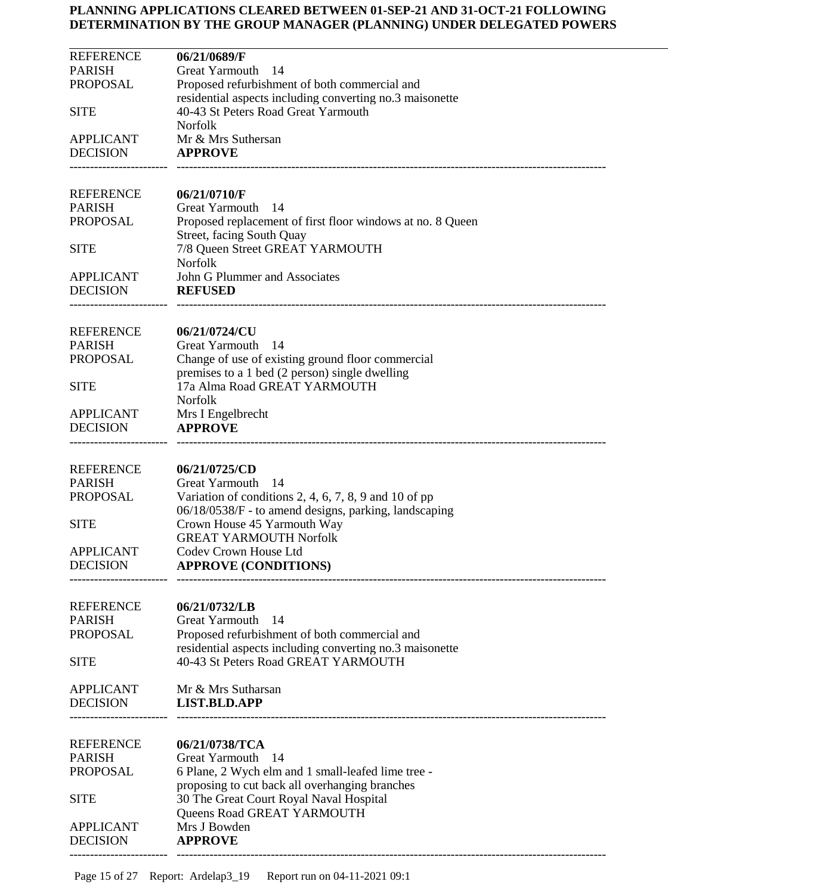**PLANNING APPLICATIONS CLEARED BETWEEN 01-SEP-21 AND 31-OCT-21 FOLLOWING DETERMINATION BY THE GROUP MANAGER (PLANNING) UNDER DELEGATED POWERS**

---

| | |
|---|---|
| REFERENCE | **06/21/0689/F** |
| PARISH | Great Yarmouth 14 |
| PROPOSAL | Proposed refurbishment of both commercial and residential aspects including converting no.3 maisonette |
| SITE | 40-43 St Peters Road Great Yarmouth Norfolk |
| APPLICANT | Mr & Mrs Suthersan |
| DECISION | **APPROVE** |

| | |
|---|---|
| REFERENCE | **06/21/0710/F** |
| PARISH | Great Yarmouth 14 |
| PROPOSAL | Proposed replacement of first floor windows at no. 8 Queen Street, facing South Quay |
| SITE | 7/8 Queen Street GREAT YARMOUTH Norfolk |
| APPLICANT | John G Plummer and Associates |
| DECISION | **REFUSED** |

| | |
|---|---|
| REFERENCE | **06/21/0724/CU** |
| PARISH | Great Yarmouth 14 |
| PROPOSAL | Change of use of existing ground floor commercial premises to a 1 bed (2 person) single dwelling |
| SITE | 17a Alma Road GREAT YARMOUTH Norfolk |
| APPLICANT | Mrs I Engelbrecht |
| DECISION | **APPROVE** |

| | |
|---|---|
| REFERENCE | **06/21/0725/CD** |
| PARISH | Great Yarmouth 14 |
| PROPOSAL | Variation of conditions 2, 4, 6, 7, 8, 9 and 10 of pp 06/18/0538/F - to amend designs, parking, landscaping |
| SITE | Crown House 45 Yarmouth Way GREAT YARMOUTH Norfolk |
| APPLICANT | Codev Crown House Ltd |
| DECISION | **APPROVE (CONDITIONS)** |

| | |
|---|---|
| REFERENCE | **06/21/0732/LB** |
| PARISH | Great Yarmouth 14 |
| PROPOSAL | Proposed refurbishment of both commercial and residential aspects including converting no.3 maisonette |
| SITE | 40-43 St Peters Road GREAT YARMOUTH |
| APPLICANT | Mr & Mrs Sutharsan |
| DECISION | **LIST.BLD.APP** |

| | |
|---|---|
| REFERENCE | **06/21/0738/TCA** |
| PARISH | Great Yarmouth 14 |
| PROPOSAL | 6 Plane, 2 Wych elm and 1 small-leafed lime tree - proposing to cut back all overhanging branches |
| SITE | 30 The Great Court Royal Naval Hospital Queens Road GREAT YARMOUTH |
| APPLICANT | Mrs J Bowden |
| DECISION | **APPROVE** |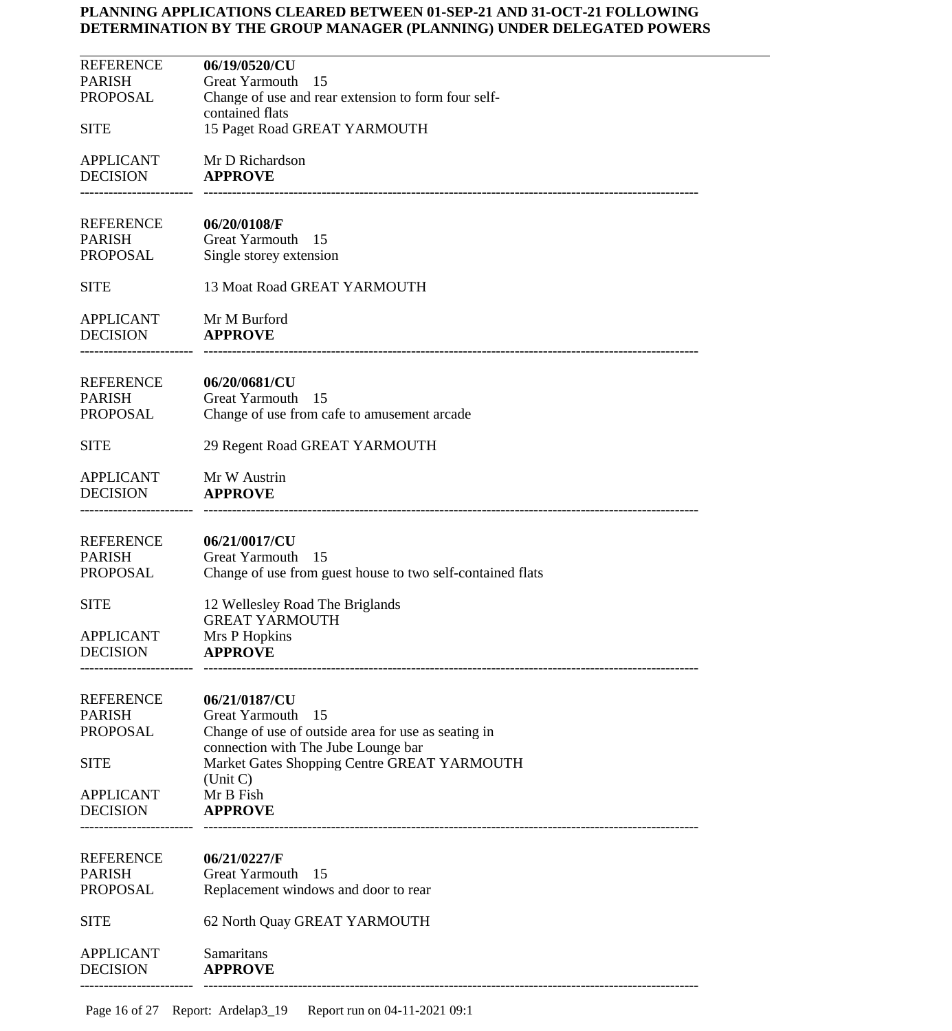**PLANNING APPLICATIONS CLEARED BETWEEN 01-SEP-21 AND 31-OCT-21 FOLLOWING DETERMINATION BY THE GROUP MANAGER (PLANNING) UNDER DELEGATED POWERS**

---

| | |
|---|---|
| REFERENCE | **06/19/0520/CU** |
| PARISH | Great Yarmouth 15 |
| PROPOSAL | Change of use and rear extension to form four self-contained flats |
| SITE | 15 Paget Road GREAT YARMOUTH |
| APPLICANT | Mr D Richardson |
| DECISION | **APPROVE** |

---

| | |
|---|---|
| REFERENCE | **06/20/0108/F** |
| PARISH | Great Yarmouth 15 |
| PROPOSAL | Single storey extension |
| SITE | 13 Moat Road GREAT YARMOUTH |
| APPLICANT | Mr M Burford |
| DECISION | **APPROVE** |

---

| | |
|---|---|
| REFERENCE | **06/20/0681/CU** |
| PARISH | Great Yarmouth 15 |
| PROPOSAL | Change of use from cafe to amusement arcade |
| SITE | 29 Regent Road GREAT YARMOUTH |
| APPLICANT | Mr W Austrin |
| DECISION | **APPROVE** |

---

| | |
|---|---|
| REFERENCE | **06/21/0017/CU** |
| PARISH | Great Yarmouth 15 |
| PROPOSAL | Change of use from guest house to two self-contained flats |
| SITE | 12 Wellesley Road The Briglands GREAT YARMOUTH |
| APPLICANT | Mrs P Hopkins |
| DECISION | **APPROVE** |

---

| | |
|---|---|
| REFERENCE | **06/21/0187/CU** |
| PARISH | Great Yarmouth 15 |
| PROPOSAL | Change of use of outside area for use as seating in connection with The Jube Lounge bar |
| SITE | Market Gates Shopping Centre GREAT YARMOUTH (Unit C) |
| APPLICANT | Mr B Fish |
| DECISION | **APPROVE** |

---

| | |
|---|---|
| REFERENCE | **06/21/0227/F** |
| PARISH | Great Yarmouth 15 |
| PROPOSAL | Replacement windows and door to rear |
| SITE | 62 North Quay GREAT YARMOUTH |
| APPLICANT | Samaritans |
| DECISION | **APPROVE** |

---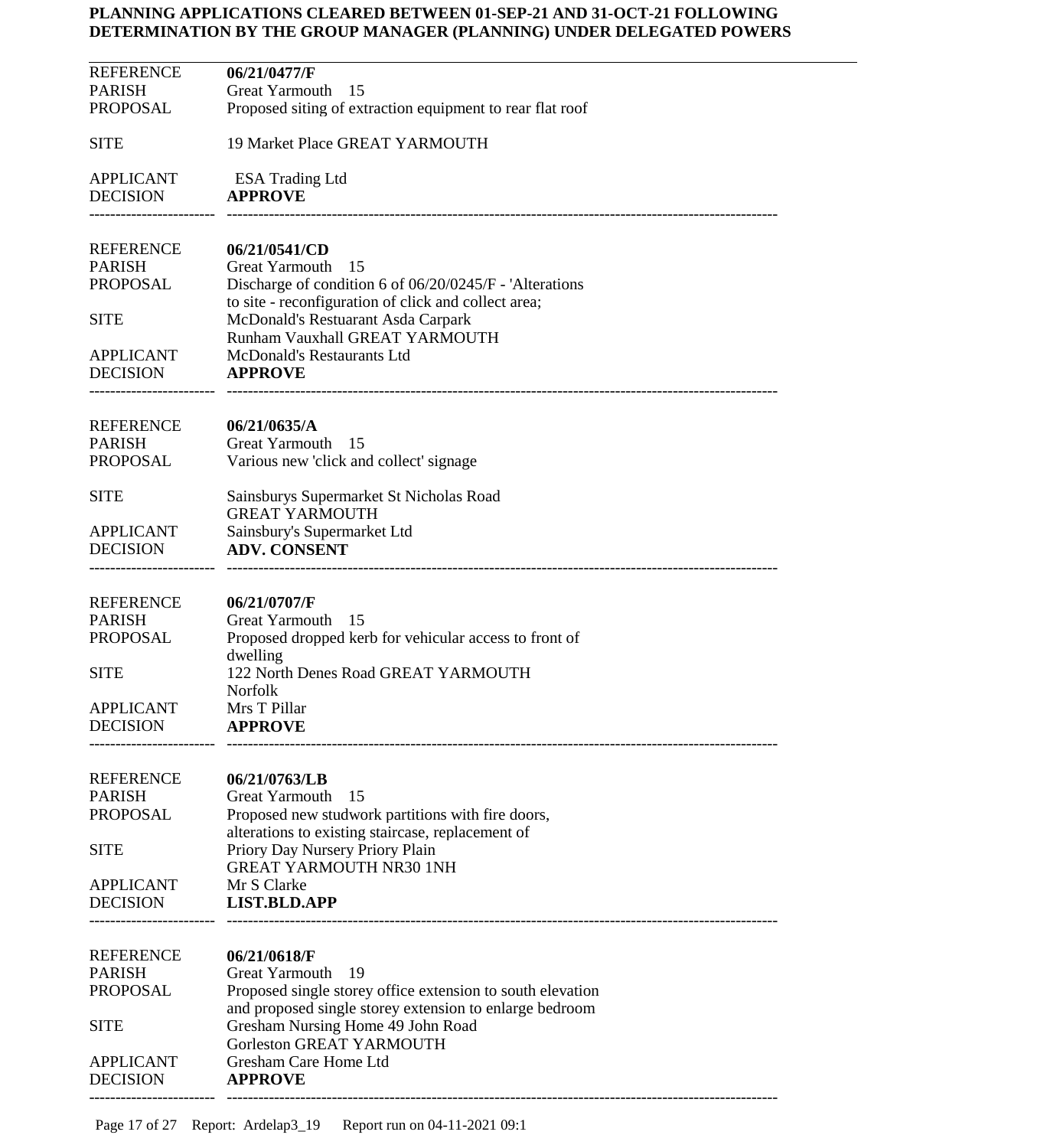**PLANNING APPLICATIONS CLEARED BETWEEN 01-SEP-21 AND 31-OCT-21 FOLLOWING DETERMINATION BY THE GROUP MANAGER (PLANNING) UNDER DELEGATED POWERS**

---

| | |
|---|---|
| REFERENCE | **06/21/0477/F** |
| PARISH | Great Yarmouth 15 |
| PROPOSAL | Proposed siting of extraction equipment to rear flat roof |
| SITE | 19 Market Place GREAT YARMOUTH |
| APPLICANT | ESA Trading Ltd |
| DECISION | **APPROVE** |

---

| | |
|---|---|
| REFERENCE | **06/21/0541/CD** |
| PARISH | Great Yarmouth 15 |
| PROPOSAL | Discharge of condition 6 of 06/20/0245/F - 'Alterations to site - reconfiguration of click and collect area; |
| SITE | McDonald's Restuarant Asda Carpark Runham Vauxhall GREAT YARMOUTH |
| APPLICANT | McDonald's Restaurants Ltd |
| DECISION | **APPROVE** |

---

| | |
|---|---|
| REFERENCE | **06/21/0635/A** |
| PARISH | Great Yarmouth 15 |
| PROPOSAL | Various new 'click and collect' signage |
| SITE | Sainsburys Supermarket St Nicholas Road GREAT YARMOUTH |
| APPLICANT | Sainsbury's Supermarket Ltd |
| DECISION | **ADV. CONSENT** |

---

| | |
|---|---|
| REFERENCE | **06/21/0707/F** |
| PARISH | Great Yarmouth 15 |
| PROPOSAL | Proposed dropped kerb for vehicular access to front of dwelling |
| SITE | 122 North Denes Road GREAT YARMOUTH Norfolk |
| APPLICANT | Mrs T Pillar |
| DECISION | **APPROVE** |

---

| | |
|---|---|
| REFERENCE | **06/21/0763/LB** |
| PARISH | Great Yarmouth 15 |
| PROPOSAL | Proposed new studwork partitions with fire doors, alterations to existing staircase, replacement of |
| SITE | Priory Day Nursery Priory Plain GREAT YARMOUTH NR30 1NH |
| APPLICANT | Mr S Clarke |
| DECISION | **LIST.BLD.APP** |

---

| | |
|---|---|
| REFERENCE | **06/21/0618/F** |
| PARISH | Great Yarmouth 19 |
| PROPOSAL | Proposed single storey office extension to south elevation and proposed single storey extension to enlarge bedroom |
| SITE | Gresham Nursing Home 49 John Road Gorleston GREAT YARMOUTH |
| APPLICANT | Gresham Care Home Ltd |
| DECISION | **APPROVE** |

---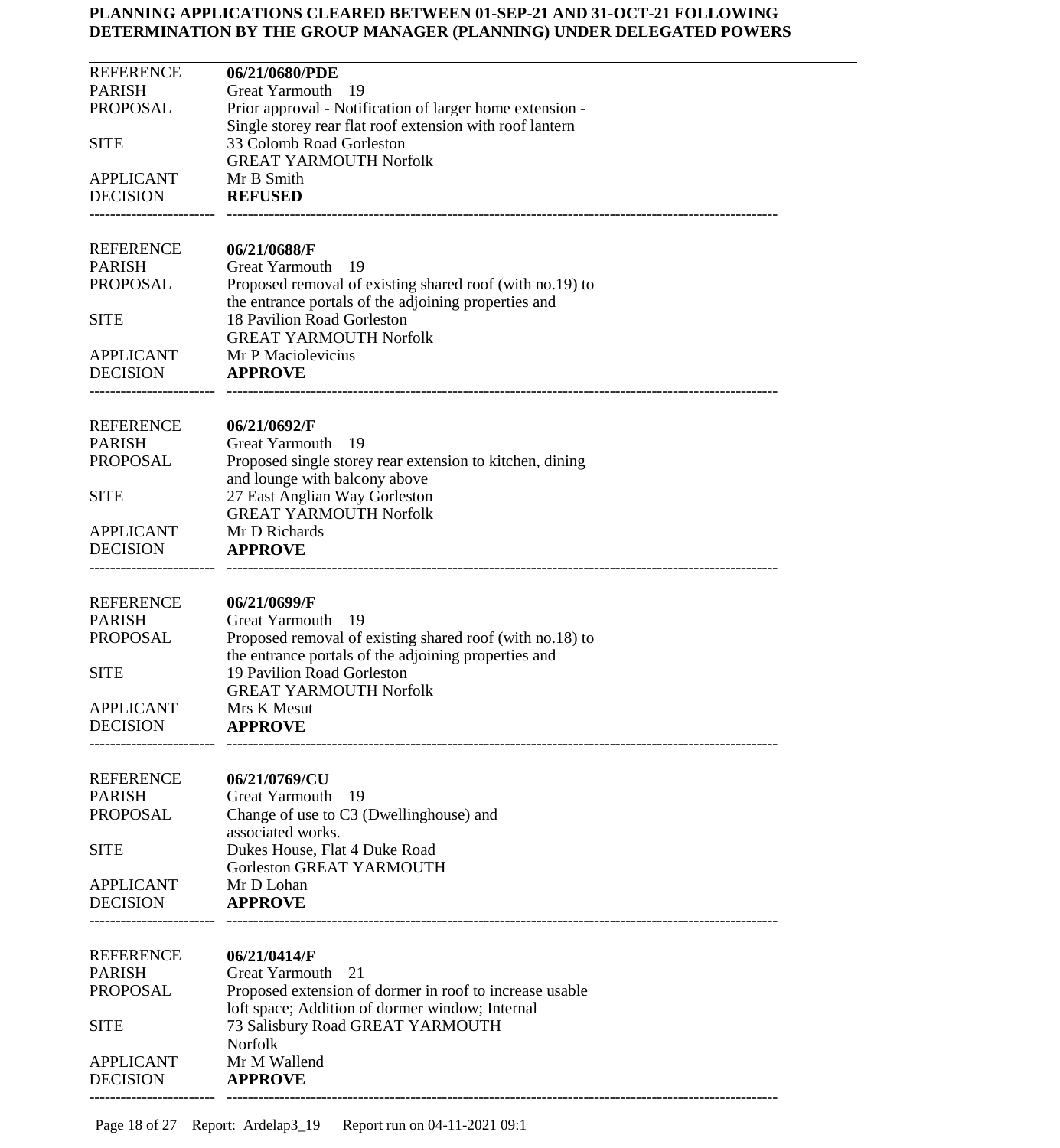**PLANNING APPLICATIONS CLEARED BETWEEN 01-SEP-21 AND 31-OCT-21 FOLLOWING DETERMINATION BY THE GROUP MANAGER (PLANNING) UNDER DELEGATED POWERS**

---

| | |
|---|---|
| REFERENCE | **06/21/0680/PDE** |
| PARISH | Great Yarmouth 19 |
| PROPOSAL | Prior approval - Notification of larger home extension - Single storey rear flat roof extension with roof lantern |
| SITE | 33 Colomb Road Gorleston GREAT YARMOUTH Norfolk |
| APPLICANT | Mr B Smith |
| DECISION | **REFUSED** |

| | |
|---|---|
| REFERENCE | **06/21/0688/F** |
| PARISH | Great Yarmouth 19 |
| PROPOSAL | Proposed removal of existing shared roof (with no.19) to the entrance portals of the adjoining properties and |
| SITE | 18 Pavilion Road Gorleston GREAT YARMOUTH Norfolk |
| APPLICANT | Mr P Maciolevicius |
| DECISION | **APPROVE** |

| | |
|---|---|
| REFERENCE | **06/21/0692/F** |
| PARISH | Great Yarmouth 19 |
| PROPOSAL | Proposed single storey rear extension to kitchen, dining and lounge with balcony above |
| SITE | 27 East Anglian Way Gorleston GREAT YARMOUTH Norfolk |
| APPLICANT | Mr D Richards |
| DECISION | **APPROVE** |

| | |
|---|---|
| REFERENCE | **06/21/0699/F** |
| PARISH | Great Yarmouth 19 |
| PROPOSAL | Proposed removal of existing shared roof (with no.18) to the entrance portals of the adjoining properties and |
| SITE | 19 Pavilion Road Gorleston GREAT YARMOUTH Norfolk |
| APPLICANT | Mrs K Mesut |
| DECISION | **APPROVE** |

| | |
|---|---|
| REFERENCE | **06/21/0769/CU** |
| PARISH | Great Yarmouth 19 |
| PROPOSAL | Change of use to C3 (Dwellinghouse) and associated works. |
| SITE | Dukes House, Flat 4 Duke Road Gorleston GREAT YARMOUTH |
| APPLICANT | Mr D Lohan |
| DECISION | **APPROVE** |

| | |
|---|---|
| REFERENCE | **06/21/0414/F** |
| PARISH | Great Yarmouth 21 |
| PROPOSAL | Proposed extension of dormer in roof to increase usable loft space; Addition of dormer window; Internal |
| SITE | 73 Salisbury Road GREAT YARMOUTH Norfolk |
| APPLICANT | Mr M Wallend |
| DECISION | **APPROVE** |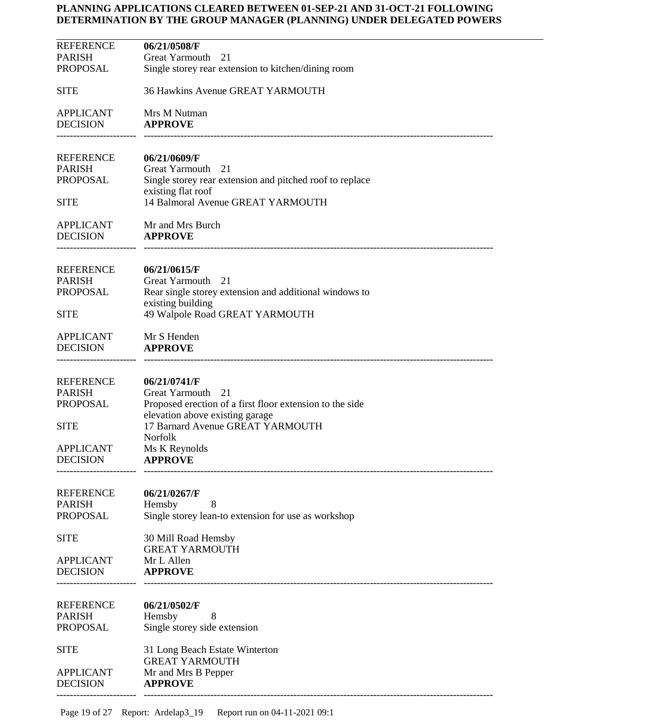**PLANNING APPLICATIONS CLEARED BETWEEN 01-SEP-21 AND 31-OCT-21 FOLLOWING DETERMINATION BY THE GROUP MANAGER (PLANNING) UNDER DELEGATED POWERS**

---

REFERENCE **06/21/0508/F**
PARISH Great Yarmouth 21
PROPOSAL Single storey rear extension to kitchen/dining room

SITE 36 Hawkins Avenue GREAT YARMOUTH

APPLICANT Mrs M Nutman
DECISION **APPROVE**

---

REFERENCE **06/21/0609/F**
PARISH Great Yarmouth 21
PROPOSAL Single storey rear extension and pitched roof to replace existing flat roof
SITE 14 Balmoral Avenue GREAT YARMOUTH

APPLICANT Mr and Mrs Burch
DECISION **APPROVE**

---

REFERENCE **06/21/0615/F**
PARISH Great Yarmouth 21
PROPOSAL Rear single storey extension and additional windows to existing building
SITE 49 Walpole Road GREAT YARMOUTH

APPLICANT Mr S Henden
DECISION **APPROVE**

---

REFERENCE **06/21/0741/F**
PARISH Great Yarmouth 21
PROPOSAL Proposed erection of a first floor extension to the side elevation above existing garage
SITE 17 Barnard Avenue GREAT YARMOUTH Norfolk
APPLICANT Ms K Reynolds
DECISION **APPROVE**

---

REFERENCE **06/21/0267/F**
PARISH Hemsby 8
PROPOSAL Single storey lean-to extension for use as workshop

SITE 30 Mill Road Hemsby GREAT YARMOUTH
APPLICANT Mr L Allen
DECISION **APPROVE**

---

REFERENCE **06/21/0502/F**
PARISH Hemsby 8
PROPOSAL Single storey side extension

SITE 31 Long Beach Estate Winterton GREAT YARMOUTH
APPLICANT Mr and Mrs B Pepper
DECISION **APPROVE**

---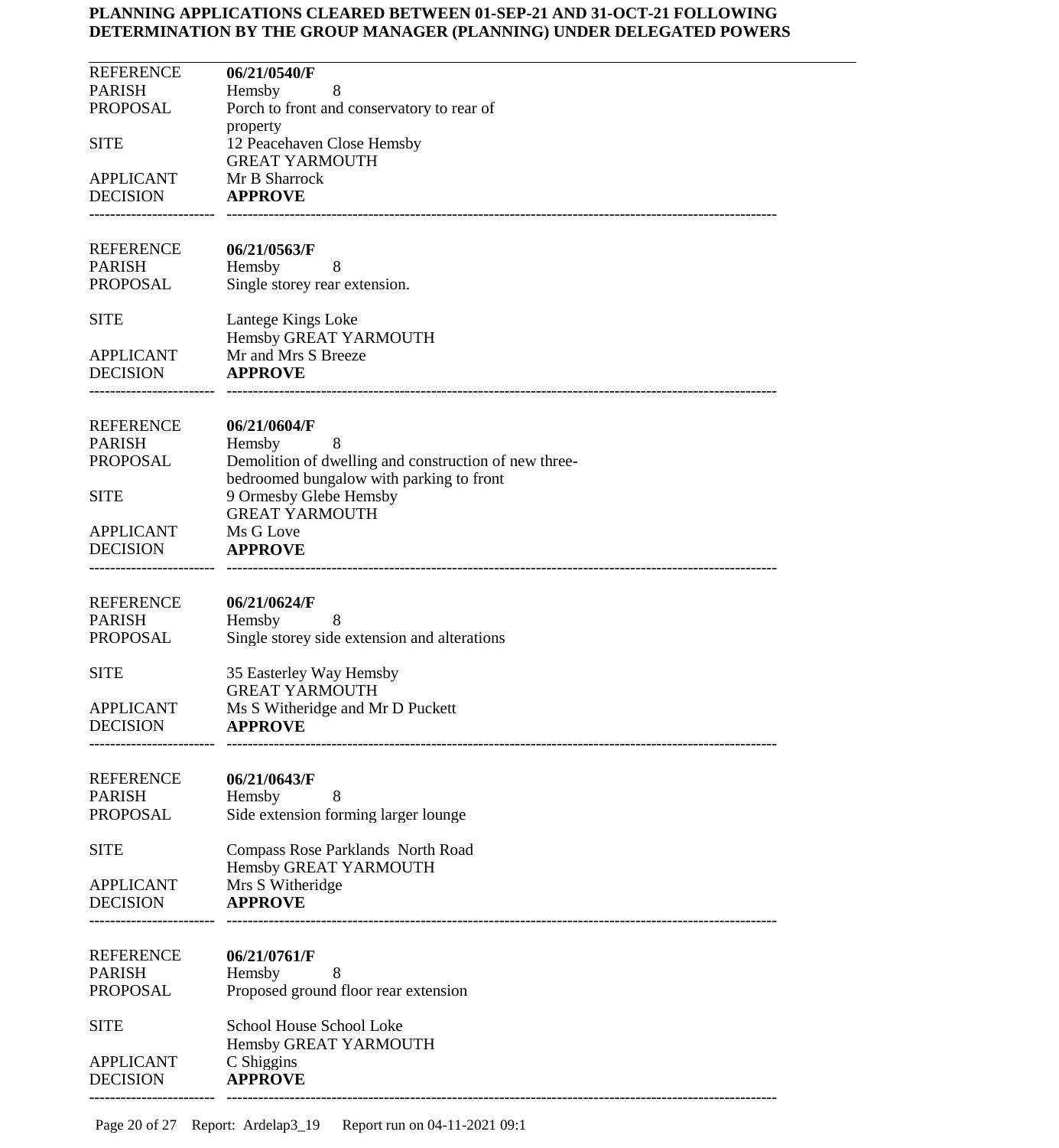**PLANNING APPLICATIONS CLEARED BETWEEN 01-SEP-21 AND 31-OCT-21 FOLLOWING DETERMINATION BY THE GROUP MANAGER (PLANNING) UNDER DELEGATED POWERS**

---

| | |
|---|---|
| REFERENCE | **06/21/0540/F** |
| PARISH | Hemsby 8 |
| PROPOSAL | Porch to front and conservatory to rear of property |
| SITE | 12 Peacehaven Close Hemsby GREAT YARMOUTH |
| APPLICANT | Mr B Sharrock |
| DECISION | **APPROVE** |

---

| | |
|---|---|
| REFERENCE | **06/21/0563/F** |
| PARISH | Hemsby 8 |
| PROPOSAL | Single storey rear extension. |
| SITE | Lantege Kings Loke Hemsby GREAT YARMOUTH |
| APPLICANT | Mr and Mrs S Breeze |
| DECISION | **APPROVE** |

---

| | |
|---|---|
| REFERENCE | **06/21/0604/F** |
| PARISH | Hemsby 8 |
| PROPOSAL | Demolition of dwelling and construction of new three-bedroomed bungalow with parking to front |
| SITE | 9 Ormesby Glebe Hemsby GREAT YARMOUTH |
| APPLICANT | Ms G Love |
| DECISION | **APPROVE** |

---

| | |
|---|---|
| REFERENCE | **06/21/0624/F** |
| PARISH | Hemsby 8 |
| PROPOSAL | Single storey side extension and alterations |
| SITE | 35 Easterley Way Hemsby GREAT YARMOUTH |
| APPLICANT | Ms S Witheridge and Mr D Puckett |
| DECISION | **APPROVE** |

---

| | |
|---|---|
| REFERENCE | **06/21/0643/F** |
| PARISH | Hemsby 8 |
| PROPOSAL | Side extension forming larger lounge |
| SITE | Compass Rose Parklands North Road Hemsby GREAT YARMOUTH |
| APPLICANT | Mrs S Witheridge |
| DECISION | **APPROVE** |

---

| | |
|---|---|
| REFERENCE | **06/21/0761/F** |
| PARISH | Hemsby 8 |
| PROPOSAL | Proposed ground floor rear extension |
| SITE | School House School Loke Hemsby GREAT YARMOUTH |
| APPLICANT | C Shiggins |
| DECISION | **APPROVE** |

---

Report: Ardelap3_19 Report run on 04-11-2021 09:1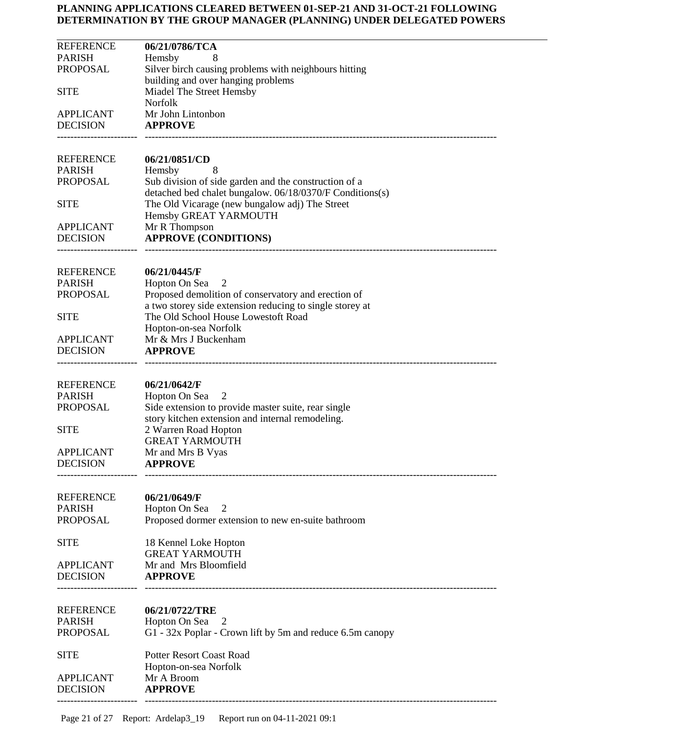**PLANNING APPLICATIONS CLEARED BETWEEN 01-SEP-21 AND 31-OCT-21 FOLLOWING DETERMINATION BY THE GROUP MANAGER (PLANNING) UNDER DELEGATED POWERS**

---

| | |
|---|---|
| REFERENCE | **06/21/0786/TCA** |
| PARISH | Hemsby 8 |
| PROPOSAL | Silver birch causing problems with neighbours hitting building and over hanging problems |
| SITE | Miadel The Street Hemsby Norfolk |
| APPLICANT | Mr John Lintonbon |
| DECISION | **APPROVE** |

---

| | |
|---|---|
| REFERENCE | **06/21/0851/CD** |
| PARISH | Hemsby 8 |
| PROPOSAL | Sub division of side garden and the construction of a detached bed chalet bungalow. 06/18/0370/F Conditions(s) |
| SITE | The Old Vicarage (new bungalow adj) The Street Hemsby GREAT YARMOUTH |
| APPLICANT | Mr R Thompson |
| DECISION | **APPROVE (CONDITIONS)** |

---

| | |
|---|---|
| REFERENCE | **06/21/0445/F** |
| PARISH | Hopton On Sea 2 |
| PROPOSAL | Proposed demolition of conservatory and erection of a two storey side extension reducing to single storey at |
| SITE | The Old School House Lowestoft Road Hopton-on-sea Norfolk |
| APPLICANT | Mr & Mrs J Buckenham |
| DECISION | **APPROVE** |

---

| | |
|---|---|
| REFERENCE | **06/21/0642/F** |
| PARISH | Hopton On Sea 2 |
| PROPOSAL | Side extension to provide master suite, rear single story kitchen extension and internal remodeling. |
| SITE | 2 Warren Road Hopton GREAT YARMOUTH |
| APPLICANT | Mr and Mrs B Vyas |
| DECISION | **APPROVE** |

---

| | |
|---|---|
| REFERENCE | **06/21/0649/F** |
| PARISH | Hopton On Sea 2 |
| PROPOSAL | Proposed dormer extension to new en-suite bathroom |
| SITE | 18 Kennel Loke Hopton GREAT YARMOUTH |
| APPLICANT | Mr and Mrs Bloomfield |
| DECISION | **APPROVE** |

---

| | |
|---|---|
| REFERENCE | **06/21/0722/TRE** |
| PARISH | Hopton On Sea 2 |
| PROPOSAL | G1 - 32x Poplar - Crown lift by 5m and reduce 6.5m canopy |
| SITE | Potter Resort Coast Road Hopton-on-sea Norfolk |
| APPLICANT | Mr A Broom |
| DECISION | **APPROVE** |

---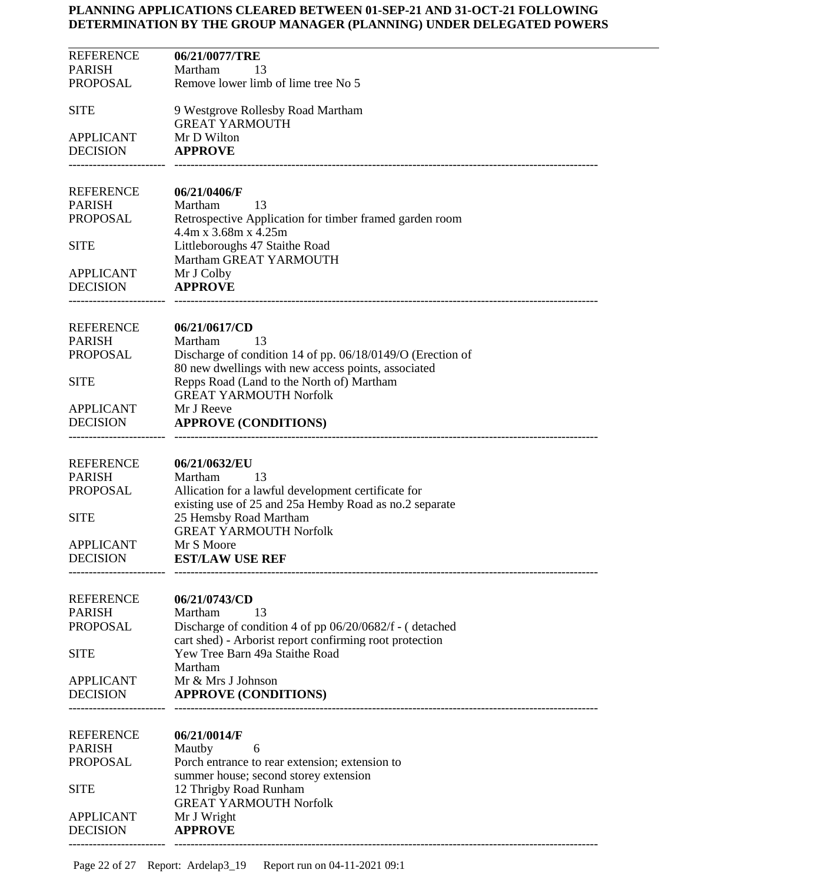**PLANNING APPLICATIONS CLEARED BETWEEN 01-SEP-21 AND 31-OCT-21 FOLLOWING DETERMINATION BY THE GROUP MANAGER (PLANNING) UNDER DELEGATED POWERS**

---

| | |
|---|---|
| REFERENCE | **06/21/0077/TRE** |
| PARISH | Martham 13 |
| PROPOSAL | Remove lower limb of lime tree No 5 |
| SITE | 9 Westgrove Rollesby Road Martham GREAT YARMOUTH |
| APPLICANT | Mr D Wilton |
| DECISION | **APPROVE** |

---

| | |
|---|---|
| REFERENCE | **06/21/0406/F** |
| PARISH | Martham 13 |
| PROPOSAL | Retrospective Application for timber framed garden room 4.4m x 3.68m x 4.25m |
| SITE | Littleboroughs 47 Staithe Road Martham GREAT YARMOUTH |
| APPLICANT | Mr J Colby |
| DECISION | **APPROVE** |

---

| | |
|---|---|
| REFERENCE | **06/21/0617/CD** |
| PARISH | Martham 13 |
| PROPOSAL | Discharge of condition 14 of pp. 06/18/0149/O (Erection of 80 new dwellings with new access points, associated |
| SITE | Repps Road (Land to the North of) Martham GREAT YARMOUTH Norfolk |
| APPLICANT | Mr J Reeve |
| DECISION | **APPROVE (CONDITIONS)** |

---

| | |
|---|---|
| REFERENCE | **06/21/0632/EU** |
| PARISH | Martham 13 |
| PROPOSAL | Allication for a lawful development certificate for existing use of 25 and 25a Hemby Road as no.2 separate |
| SITE | 25 Hemsby Road Martham GREAT YARMOUTH Norfolk |
| APPLICANT | Mr S Moore |
| DECISION | **EST/LAW USE REF** |

---

| | |
|---|---|
| REFERENCE | **06/21/0743/CD** |
| PARISH | Martham 13 |
| PROPOSAL | Discharge of condition 4 of pp 06/20/0682/f - ( detached cart shed) - Arborist report confirming root protection |
| SITE | Yew Tree Barn 49a Staithe Road Martham |
| APPLICANT | Mr & Mrs J Johnson |
| DECISION | **APPROVE (CONDITIONS)** |

---

| | |
|---|---|
| REFERENCE | **06/21/0014/F** |
| PARISH | Mautby 6 |
| PROPOSAL | Porch entrance to rear extension; extension to summer house; second storey extension |
| SITE | 12 Thrigby Road Runham GREAT YARMOUTH Norfolk |
| APPLICANT | Mr J Wright |
| DECISION | **APPROVE** |

---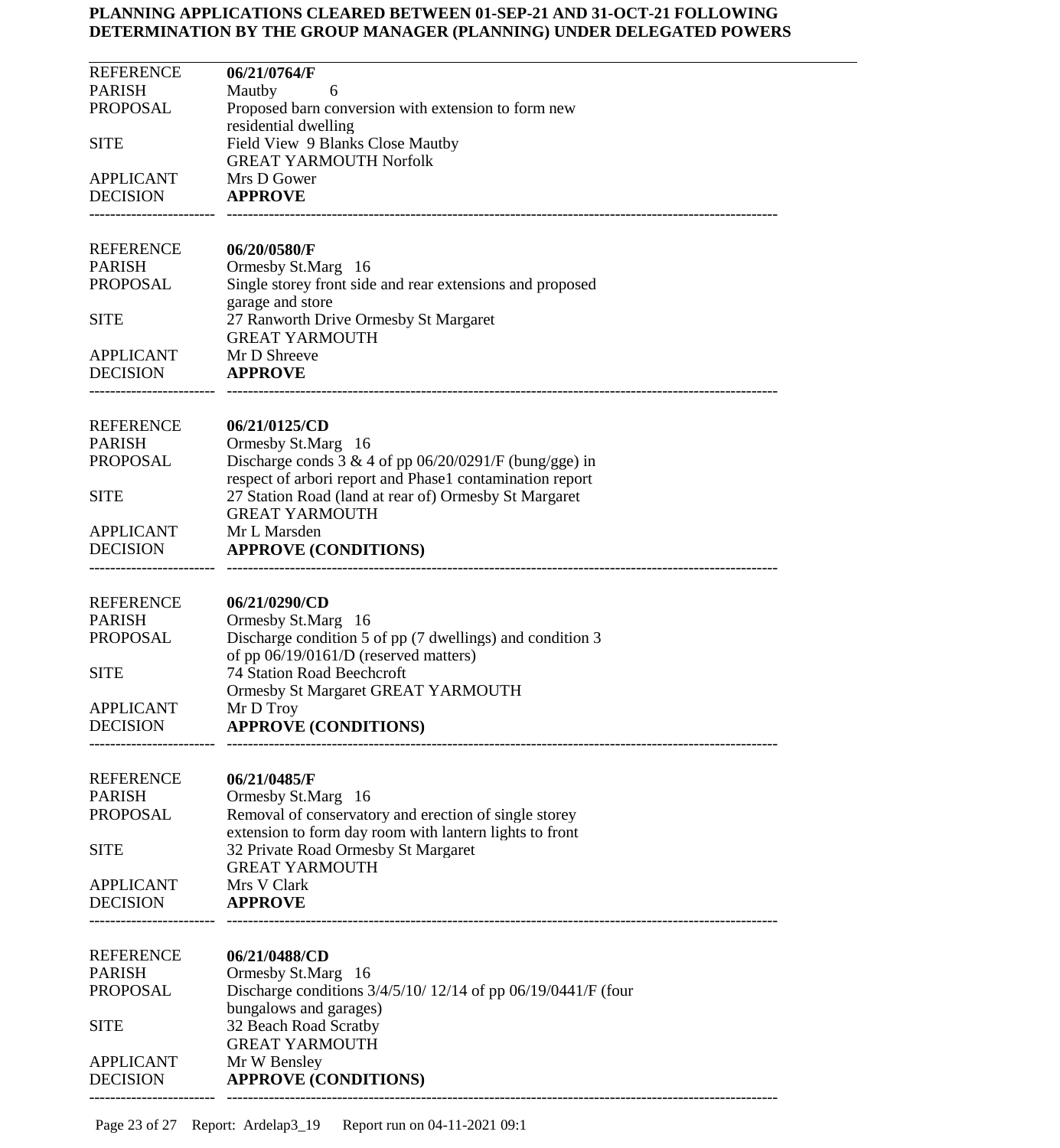**PLANNING APPLICATIONS CLEARED BETWEEN 01-SEP-21 AND 31-OCT-21 FOLLOWING DETERMINATION BY THE GROUP MANAGER (PLANNING) UNDER DELEGATED POWERS**

---

| | |
|---|---|
| REFERENCE | **06/21/0764/F** |
| PARISH | Mautby 6 |
| PROPOSAL | Proposed barn conversion with extension to form new residential dwelling |
| SITE | Field View 9 Blanks Close Mautby GREAT YARMOUTH Norfolk |
| APPLICANT | Mrs D Gower |
| DECISION | **APPROVE** |

---

| | |
|---|---|
| REFERENCE | **06/20/0580/F** |
| PARISH | Ormesby St.Marg 16 |
| PROPOSAL | Single storey front side and rear extensions and proposed garage and store |
| SITE | 27 Ranworth Drive Ormesby St Margaret GREAT YARMOUTH |
| APPLICANT | Mr D Shreeve |
| DECISION | **APPROVE** |

---

| | |
|---|---|
| REFERENCE | **06/21/0125/CD** |
| PARISH | Ormesby St.Marg 16 |
| PROPOSAL | Discharge conds 3 & 4 of pp 06/20/0291/F (bung/gge) in respect of arbori report and Phase1 contamination report |
| SITE | 27 Station Road (land at rear of) Ormesby St Margaret GREAT YARMOUTH |
| APPLICANT | Mr L Marsden |
| DECISION | **APPROVE (CONDITIONS)** |

---

| | |
|---|---|
| REFERENCE | **06/21/0290/CD** |
| PARISH | Ormesby St.Marg 16 |
| PROPOSAL | Discharge condition 5 of pp (7 dwellings) and condition 3 of pp 06/19/0161/D (reserved matters) |
| SITE | 74 Station Road Beechcroft Ormesby St Margaret GREAT YARMOUTH |
| APPLICANT | Mr D Troy |
| DECISION | **APPROVE (CONDITIONS)** |

---

| | |
|---|---|
| REFERENCE | **06/21/0485/F** |
| PARISH | Ormesby St.Marg 16 |
| PROPOSAL | Removal of conservatory and erection of single storey extension to form day room with lantern lights to front |
| SITE | 32 Private Road Ormesby St Margaret GREAT YARMOUTH |
| APPLICANT | Mrs V Clark |
| DECISION | **APPROVE** |

---

| | |
|---|---|
| REFERENCE | **06/21/0488/CD** |
| PARISH | Ormesby St.Marg 16 |
| PROPOSAL | Discharge conditions 3/4/5/10/ 12/14 of pp 06/19/0441/F (four bungalows and garages) |
| SITE | 32 Beach Road Scratby GREAT YARMOUTH |
| APPLICANT | Mr W Bensley |
| DECISION | **APPROVE (CONDITIONS)** |

---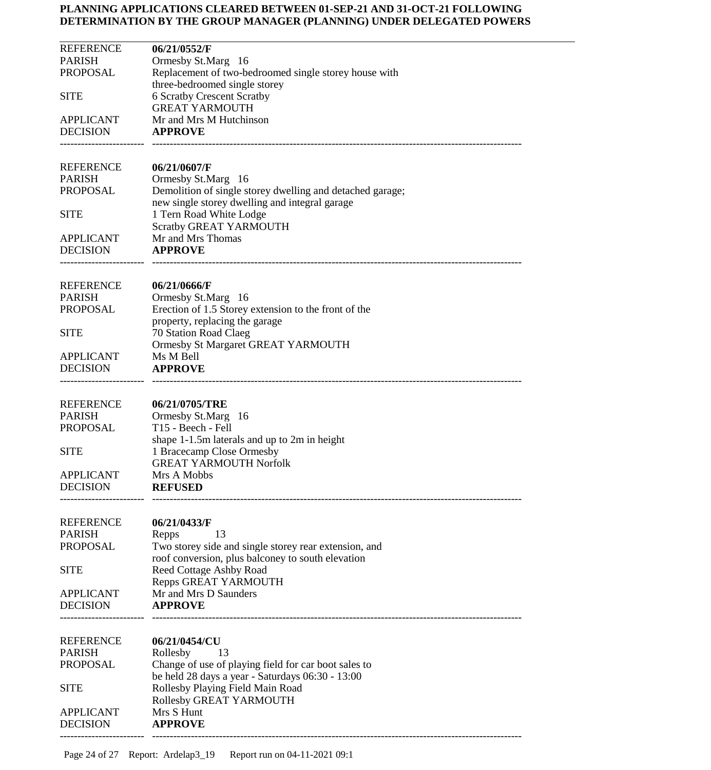**PLANNING APPLICATIONS CLEARED BETWEEN 01-SEP-21 AND 31-OCT-21 FOLLOWING DETERMINATION BY THE GROUP MANAGER (PLANNING) UNDER DELEGATED POWERS**

---

| | |
|---|---|
| REFERENCE | **06/21/0552/F** |
| PARISH | Ormesby St.Marg 16 |
| PROPOSAL | Replacement of two-bedroomed single storey house with three-bedroomed single storey |
| SITE | 6 Scratby Crescent Scratby GREAT YARMOUTH |
| APPLICANT | Mr and Mrs M Hutchinson |
| DECISION | **APPROVE** |

---

| | |
|---|---|
| REFERENCE | **06/21/0607/F** |
| PARISH | Ormesby St.Marg 16 |
| PROPOSAL | Demolition of single storey dwelling and detached garage; new single storey dwelling and integral garage |
| SITE | 1 Tern Road White Lodge Scratby GREAT YARMOUTH |
| APPLICANT | Mr and Mrs Thomas |
| DECISION | **APPROVE** |

---

| | |
|---|---|
| REFERENCE | **06/21/0666/F** |
| PARISH | Ormesby St.Marg 16 |
| PROPOSAL | Erection of 1.5 Storey extension to the front of the property, replacing the garage |
| SITE | 70 Station Road Claeg Ormesby St Margaret GREAT YARMOUTH |
| APPLICANT | Ms M Bell |
| DECISION | **APPROVE** |

---

| | |
|---|---|
| REFERENCE | **06/21/0705/TRE** |
| PARISH | Ormesby St.Marg 16 |
| PROPOSAL | T15 - Beech - Fell shape 1-1.5m laterals and up to 2m in height |
| SITE | 1 Bracecamp Close Ormesby GREAT YARMOUTH Norfolk |
| APPLICANT | Mrs A Mobbs |
| DECISION | **REFUSED** |

---

| | |
|---|---|
| REFERENCE | **06/21/0433/F** |
| PARISH | Repps 13 |
| PROPOSAL | Two storey side and single storey rear extension, and roof conversion, plus balconey to south elevation |
| SITE | Reed Cottage Ashby Road Repps GREAT YARMOUTH |
| APPLICANT | Mr and Mrs D Saunders |
| DECISION | **APPROVE** |

---

| | |
|---|---|
| REFERENCE | **06/21/0454/CU** |
| PARISH | Rollesby 13 |
| PROPOSAL | Change of use of playing field for car boot sales to be held 28 days a year - Saturdays 06:30 - 13:00 |
| SITE | Rollesby Playing Field Main Road Rollesby GREAT YARMOUTH |
| APPLICANT | Mrs S Hunt |
| DECISION | **APPROVE** |

---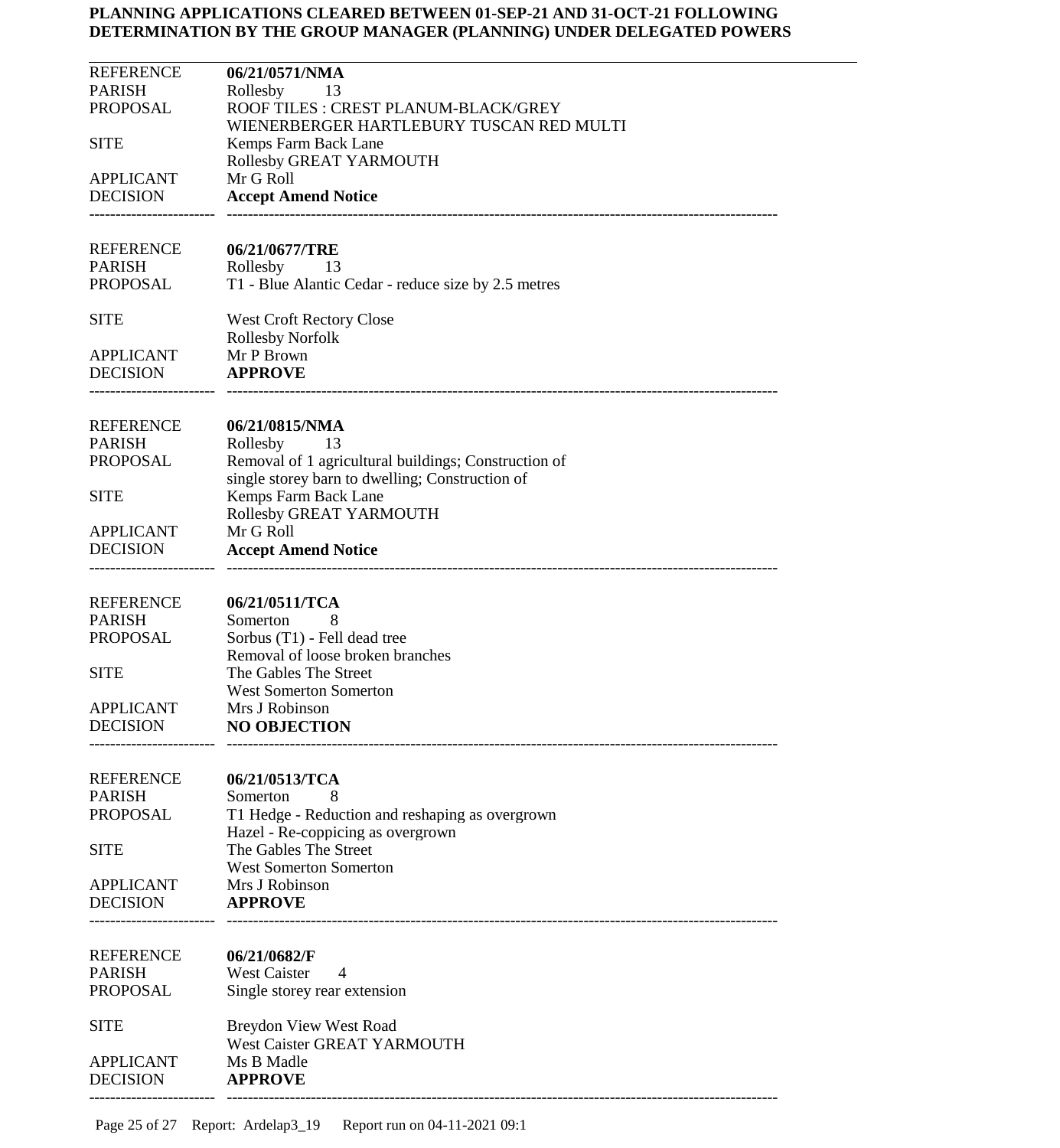**PLANNING APPLICATIONS CLEARED BETWEEN 01-SEP-21 AND 31-OCT-21 FOLLOWING DETERMINATION BY THE GROUP MANAGER (PLANNING) UNDER DELEGATED POWERS**

---

| | |
|---|---|
| REFERENCE | **06/21/0571/NMA** |
| PARISH | Rollesby 13 |
| PROPOSAL | ROOF TILES : CREST PLANUM-BLACK/GREY WIENERBERGER HARTLEBURY TUSCAN RED MULTI |
| SITE | Kemps Farm Back Lane Rollesby GREAT YARMOUTH |
| APPLICANT | Mr G Roll |
| DECISION | **Accept Amend Notice** |

---

| | |
|---|---|
| REFERENCE | **06/21/0677/TRE** |
| PARISH | Rollesby 13 |
| PROPOSAL | T1 - Blue Alantic Cedar - reduce size by 2.5 metres |
| SITE | West Croft Rectory Close Rollesby Norfolk |
| APPLICANT | Mr P Brown |
| DECISION | **APPROVE** |

---

| | |
|---|---|
| REFERENCE | **06/21/0815/NMA** |
| PARISH | Rollesby 13 |
| PROPOSAL | Removal of 1 agricultural buildings; Construction of single storey barn to dwelling; Construction of |
| SITE | Kemps Farm Back Lane Rollesby GREAT YARMOUTH |
| APPLICANT | Mr G Roll |
| DECISION | **Accept Amend Notice** |

---

| | |
|---|---|
| REFERENCE | **06/21/0511/TCA** |
| PARISH | Somerton 8 |
| PROPOSAL | Sorbus (T1) - Fell dead tree Removal of loose broken branches |
| SITE | The Gables The Street West Somerton Somerton |
| APPLICANT | Mrs J Robinson |
| DECISION | **NO OBJECTION** |

---

| | |
|---|---|
| REFERENCE | **06/21/0513/TCA** |
| PARISH | Somerton 8 |
| PROPOSAL | T1 Hedge - Reduction and reshaping as overgrown Hazel - Re-coppicing as overgrown |
| SITE | The Gables The Street West Somerton Somerton |
| APPLICANT | Mrs J Robinson |
| DECISION | **APPROVE** |

---

| | |
|---|---|
| REFERENCE | **06/21/0682/F** |
| PARISH | West Caister 4 |
| PROPOSAL | Single storey rear extension |
| SITE | Breydon View West Road West Caister GREAT YARMOUTH |
| APPLICANT | Ms B Madle |
| DECISION | **APPROVE** |

---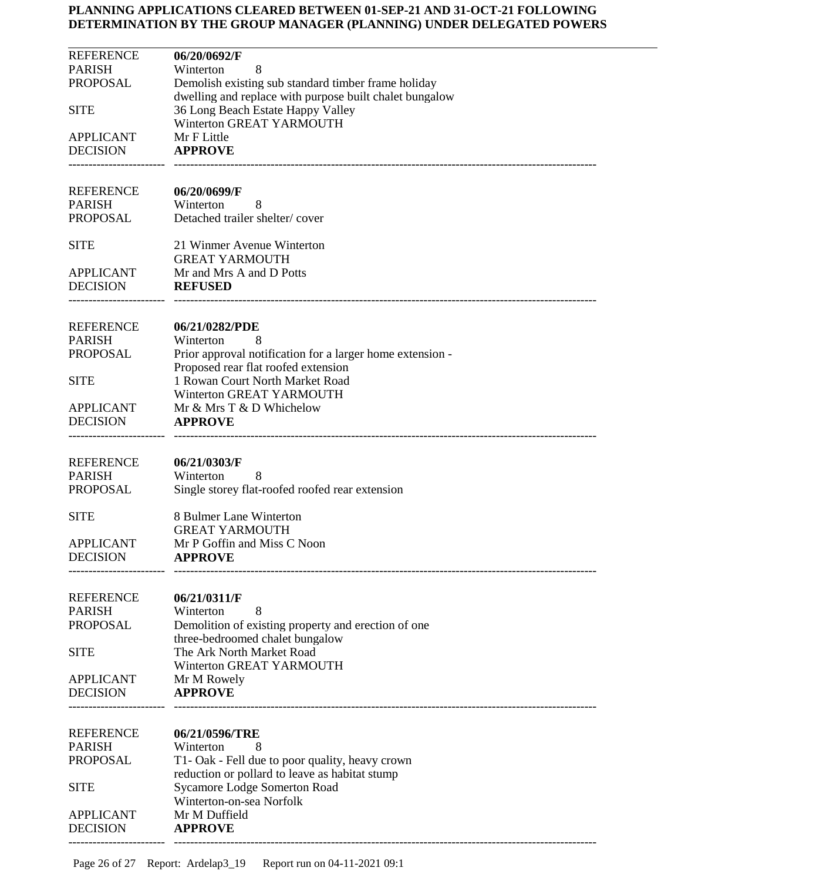**PLANNING APPLICATIONS CLEARED BETWEEN 01-SEP-21 AND 31-OCT-21 FOLLOWING DETERMINATION BY THE GROUP MANAGER (PLANNING) UNDER DELEGATED POWERS**

---

| | |
|---|---|
| REFERENCE | **06/20/0692/F** |
| PARISH | Winterton 8 |
| PROPOSAL | Demolish existing sub standard timber frame holiday dwelling and replace with purpose built chalet bungalow |
| SITE | 36 Long Beach Estate Happy Valley Winterton GREAT YARMOUTH |
| APPLICANT | Mr F Little |
| DECISION | **APPROVE** |

---

| | |
|---|---|
| REFERENCE | **06/20/0699/F** |
| PARISH | Winterton 8 |
| PROPOSAL | Detached trailer shelter/ cover |
| SITE | 21 Winmer Avenue Winterton GREAT YARMOUTH |
| APPLICANT | Mr and Mrs A and D Potts |
| DECISION | **REFUSED** |

---

| | |
|---|---|
| REFERENCE | **06/21/0282/PDE** |
| PARISH | Winterton 8 |
| PROPOSAL | Prior approval notification for a larger home extension - Proposed rear flat roofed extension |
| SITE | 1 Rowan Court North Market Road Winterton GREAT YARMOUTH |
| APPLICANT | Mr & Mrs T & D Whichelow |
| DECISION | **APPROVE** |

---

| | |
|---|---|
| REFERENCE | **06/21/0303/F** |
| PARISH | Winterton 8 |
| PROPOSAL | Single storey flat-roofed roofed rear extension |
| SITE | 8 Bulmer Lane Winterton GREAT YARMOUTH |
| APPLICANT | Mr P Goffin and Miss C Noon |
| DECISION | **APPROVE** |

---

| | |
|---|---|
| REFERENCE | **06/21/0311/F** |
| PARISH | Winterton 8 |
| PROPOSAL | Demolition of existing property and erection of one three-bedroomed chalet bungalow |
| SITE | The Ark North Market Road Winterton GREAT YARMOUTH |
| APPLICANT | Mr M Rowely |
| DECISION | **APPROVE** |

---

| | |
|---|---|
| REFERENCE | **06/21/0596/TRE** |
| PARISH | Winterton 8 |
| PROPOSAL | T1- Oak - Fell due to poor quality, heavy crown reduction or pollard to leave as habitat stump |
| SITE | Sycamore Lodge Somerton Road Winterton-on-sea Norfolk |
| APPLICANT | Mr M Duffield |
| DECISION | **APPROVE** |

---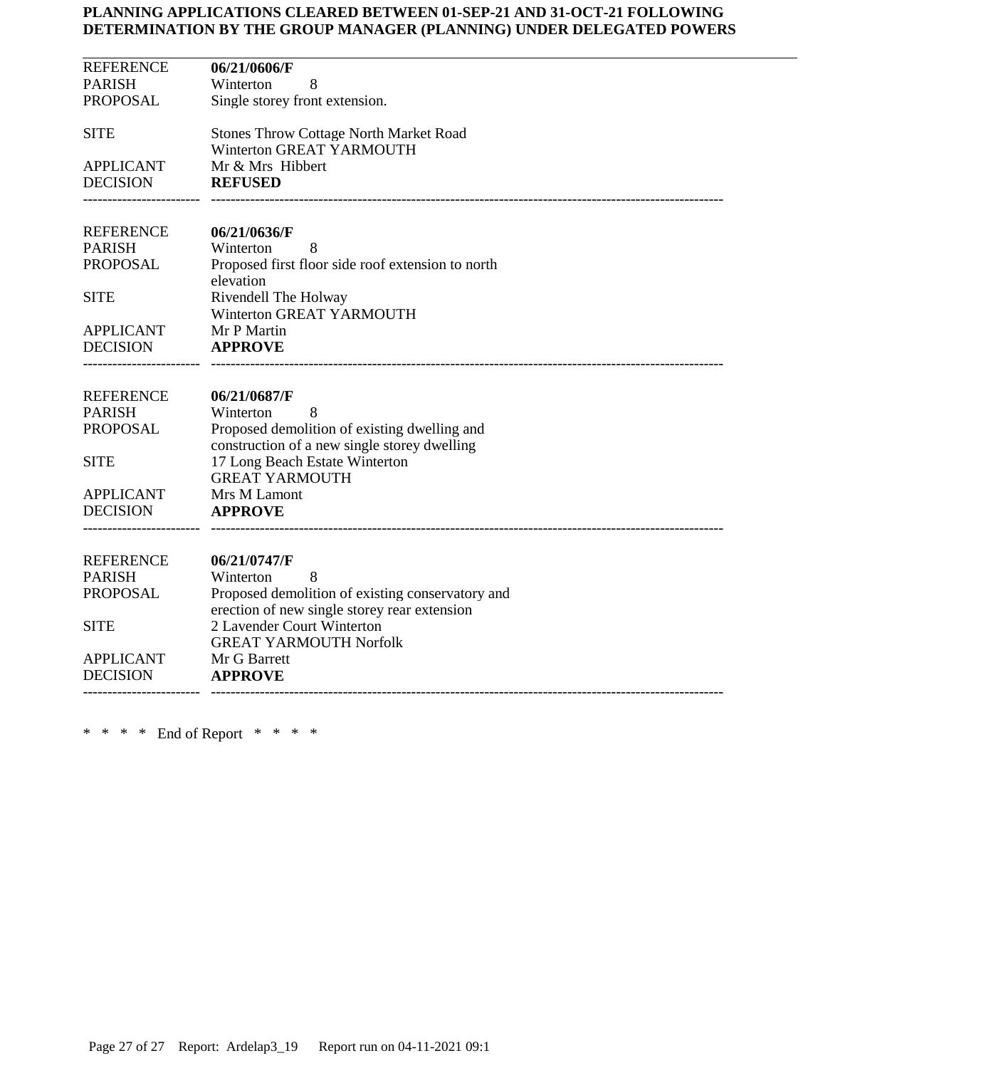**PLANNING APPLICATIONS CLEARED BETWEEN 01-SEP-21 AND 31-OCT-21 FOLLOWING DETERMINATION BY THE GROUP MANAGER (PLANNING) UNDER DELEGATED POWERS**

| | |
|---|---|
| REFERENCE | **06/21/0606/F** |
| PARISH | Winterton 8 |
| PROPOSAL | Single storey front extension. |
| SITE | Stones Throw Cottage North Market Road Winterton GREAT YARMOUTH |
| APPLICANT | Mr & Mrs Hibbert |
| DECISION | **REFUSED** |

---

| | |
|---|---|
| REFERENCE | **06/21/0636/F** |
| PARISH | Winterton 8 |
| PROPOSAL | Proposed first floor side roof extension to north elevation |
| SITE | Rivendell The Holway Winterton GREAT YARMOUTH |
| APPLICANT | Mr P Martin |
| DECISION | **APPROVE** |

---

| | |
|---|---|
| REFERENCE | **06/21/0687/F** |
| PARISH | Winterton 8 |
| PROPOSAL | Proposed demolition of existing dwelling and construction of a new single storey dwelling |
| SITE | 17 Long Beach Estate Winterton GREAT YARMOUTH |
| APPLICANT | Mrs M Lamont |
| DECISION | **APPROVE** |

---

| | |
|---|---|
| REFERENCE | **06/21/0747/F** |
| PARISH | Winterton 8 |
| PROPOSAL | Proposed demolition of existing conservatory and erection of new single storey rear extension |
| SITE | 2 Lavender Court Winterton GREAT YARMOUTH Norfolk |
| APPLICANT | Mr G Barrett |
| DECISION | **APPROVE** |

---

* * * * End of Report * * * *